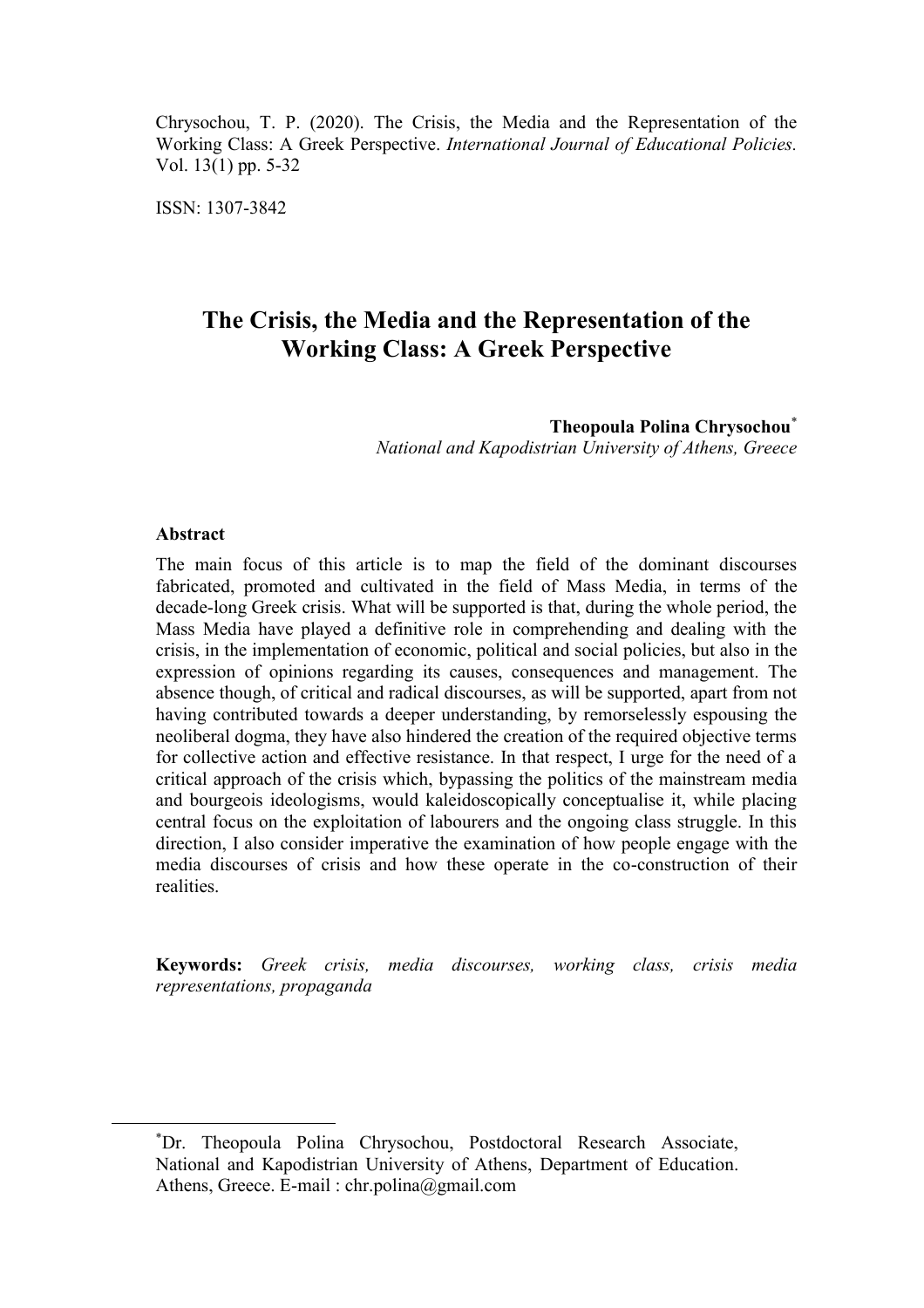Chrysochou, T. P. (2020). The Crisis, the Media and the Representation of the Working Class: A Greek Perspective. *International Journal of Educational Policies.* Vol. 13(1) pp. 5-32

ISSN: 1307-3842

# The Crisis, the Media and the Representation of the Working Class: A Greek Perspective

**Theopoula Polina Chrysochou**[*]
*National and Kapodistrian University of Athens, Greece*

### Abstract

The main focus of this article is to map the field of the dominant discourses fabricated, promoted and cultivated in the field of Mass Media, in terms of the decade-long Greek crisis. What will be supported is that, during the whole period, the Mass Media have played a definitive role in comprehending and dealing with the crisis, in the implementation of economic, political and social policies, but also in the expression of opinions regarding its causes, consequences and management. The absence though, of critical and radical discourses, as will be supported, apart from not having contributed towards a deeper understanding, by remorselessly espousing the neoliberal dogma, they have also hindered the creation of the required objective terms for collective action and effective resistance. In that respect, I urge for the need of a critical approach of the crisis which, bypassing the politics of the mainstream media and bourgeois ideologisms, would kaleidoscopically conceptualise it, while placing central focus on the exploitation of labourers and the ongoing class struggle. In this direction, I also consider imperative the examination of how people engage with the media discourses of crisis and how these operate in the co-construction of their realities.

**Keywords:** *Greek crisis, media discourses, working class, crisis media representations, propaganda*

---

[*]Dr. Theopoula Polina Chrysochou, Postdoctoral Research Associate, National and Kapodistrian University of Athens, Department of Education. Athens, Greece. E-mail : chr.polina@gmail.com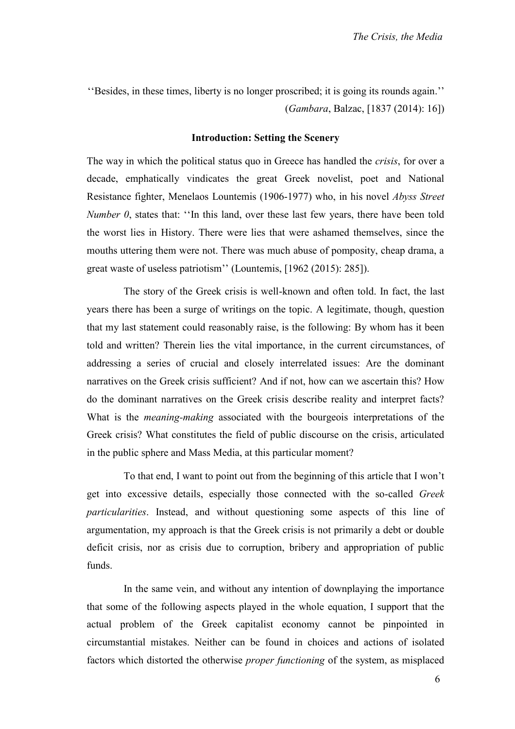''Besides, in these times, liberty is no longer proscribed; it is going its rounds again.''
(*Gambara*, Balzac, [1837 (2014): 16])

## Introduction: Setting the Scenery

The way in which the political status quo in Greece has handled the *crisis*, for over a decade, emphatically vindicates the great Greek novelist, poet and National Resistance fighter, Menelaos Lountemis (1906-1977) who, in his novel *Abyss Street Number 0*, states that: ''In this land, over these last few years, there have been told the worst lies in History. There were lies that were ashamed themselves, since the mouths uttering them were not. There was much abuse of pomposity, cheap drama, a great waste of useless patriotism'' (Lountemis, [1962 (2015): 285]).

The story of the Greek crisis is well-known and often told. In fact, the last years there has been a surge of writings on the topic. A legitimate, though, question that my last statement could reasonably raise, is the following: By whom has it been told and written? Therein lies the vital importance, in the current circumstances, of addressing a series of crucial and closely interrelated issues: Are the dominant narratives on the Greek crisis sufficient? And if not, how can we ascertain this? How do the dominant narratives on the Greek crisis describe reality and interpret facts? What is the *meaning-making* associated with the bourgeois interpretations of the Greek crisis? What constitutes the field of public discourse on the crisis, articulated in the public sphere and Mass Media, at this particular moment?

To that end, I want to point out from the beginning of this article that I won't get into excessive details, especially those connected with the so-called *Greek particularities*. Instead, and without questioning some aspects of this line of argumentation, my approach is that the Greek crisis is not primarily a debt or double deficit crisis, nor as crisis due to corruption, bribery and appropriation of public funds.

In the same vein, and without any intention of downplaying the importance that some of the following aspects played in the whole equation, I support that the actual problem of the Greek capitalist economy cannot be pinpointed in circumstantial mistakes. Neither can be found in choices and actions of isolated factors which distorted the otherwise *proper functioning* of the system, as misplaced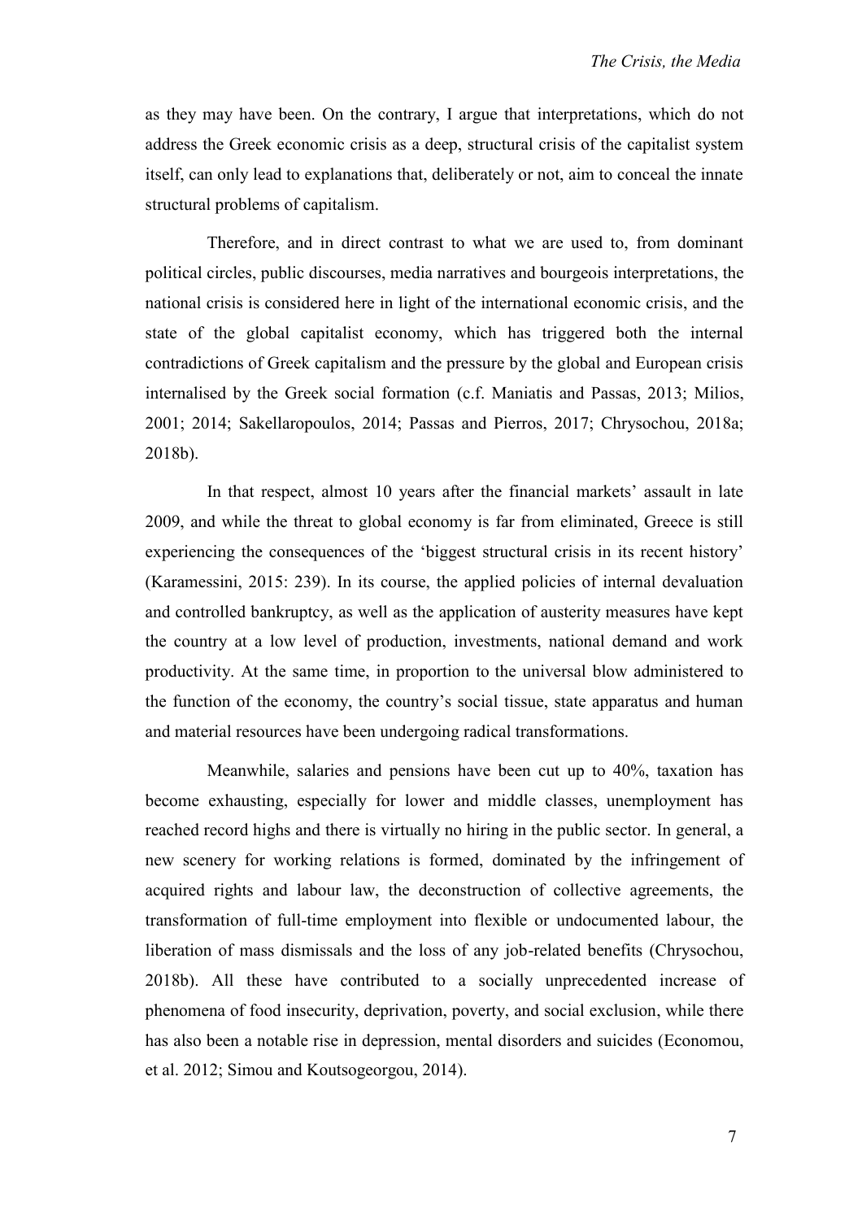as they may have been. On the contrary, I argue that interpretations, which do not address the Greek economic crisis as a deep, structural crisis of the capitalist system itself, can only lead to explanations that, deliberately or not, aim to conceal the innate structural problems of capitalism.

Therefore, and in direct contrast to what we are used to, from dominant political circles, public discourses, media narratives and bourgeois interpretations, the national crisis is considered here in light of the international economic crisis, and the state of the global capitalist economy, which has triggered both the internal contradictions of Greek capitalism and the pressure by the global and European crisis internalised by the Greek social formation (c.f. Maniatis and Passas, 2013; Milios, 2001; 2014; Sakellaropoulos, 2014; Passas and Pierros, 2017; Chrysochou, 2018a; 2018b).

In that respect, almost 10 years after the financial markets' assault in late 2009, and while the threat to global economy is far from eliminated, Greece is still experiencing the consequences of the 'biggest structural crisis in its recent history' (Karamessini, 2015: 239). In its course, the applied policies of internal devaluation and controlled bankruptcy, as well as the application of austerity measures have kept the country at a low level of production, investments, national demand and work productivity. At the same time, in proportion to the universal blow administered to the function of the economy, the country's social tissue, state apparatus and human and material resources have been undergoing radical transformations.

Meanwhile, salaries and pensions have been cut up to 40%, taxation has become exhausting, especially for lower and middle classes, unemployment has reached record highs and there is virtually no hiring in the public sector. In general, a new scenery for working relations is formed, dominated by the infringement of acquired rights and labour law, the deconstruction of collective agreements, the transformation of full-time employment into flexible or undocumented labour, the liberation of mass dismissals and the loss of any job-related benefits (Chrysochou, 2018b). All these have contributed to a socially unprecedented increase of phenomena of food insecurity, deprivation, poverty, and social exclusion, while there has also been a notable rise in depression, mental disorders and suicides (Economou, et al. 2012; Simou and Koutsogeorgou, 2014).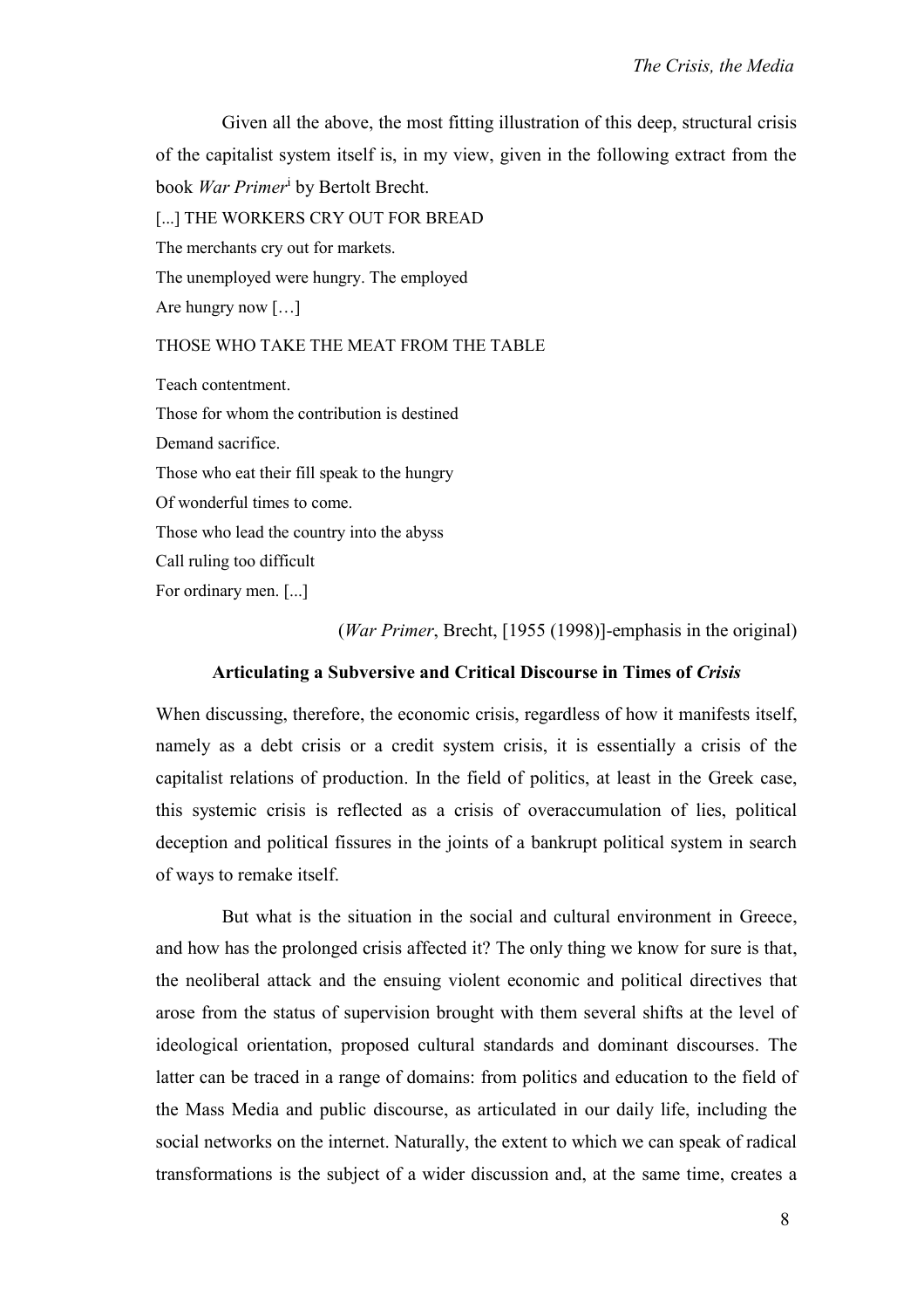Given all the above, the most fitting illustration of this deep, structural crisis of the capitalist system itself is, in my view, given in the following extract from the book *War Primer*[i] by Bertolt Brecht.

[...] THE WORKERS CRY OUT FOR BREAD

The merchants cry out for markets.

The unemployed were hungry. The employed

Are hungry now […]

THOSE WHO TAKE THE MEAT FROM THE TABLE

Teach contentment.

Those for whom the contribution is destined

Demand sacrifice.

Those who eat their fill speak to the hungry

Of wonderful times to come.

Those who lead the country into the abyss

Call ruling too difficult

For ordinary men. [...]

(*War Primer*, Brecht, [1955 (1998)]-emphasis in the original)

## Articulating a Subversive and Critical Discourse in Times of *Crisis*

When discussing, therefore, the economic crisis, regardless of how it manifests itself, namely as a debt crisis or a credit system crisis, it is essentially a crisis of the capitalist relations of production. In the field of politics, at least in the Greek case, this systemic crisis is reflected as a crisis of overaccumulation of lies, political deception and political fissures in the joints of a bankrupt political system in search of ways to remake itself.

But what is the situation in the social and cultural environment in Greece, and how has the prolonged crisis affected it? The only thing we know for sure is that, the neoliberal attack and the ensuing violent economic and political directives that arose from the status of supervision brought with them several shifts at the level of ideological orientation, proposed cultural standards and dominant discourses. The latter can be traced in a range of domains: from politics and education to the field of the Mass Media and public discourse, as articulated in our daily life, including the social networks on the internet. Naturally, the extent to which we can speak of radical transformations is the subject of a wider discussion and, at the same time, creates a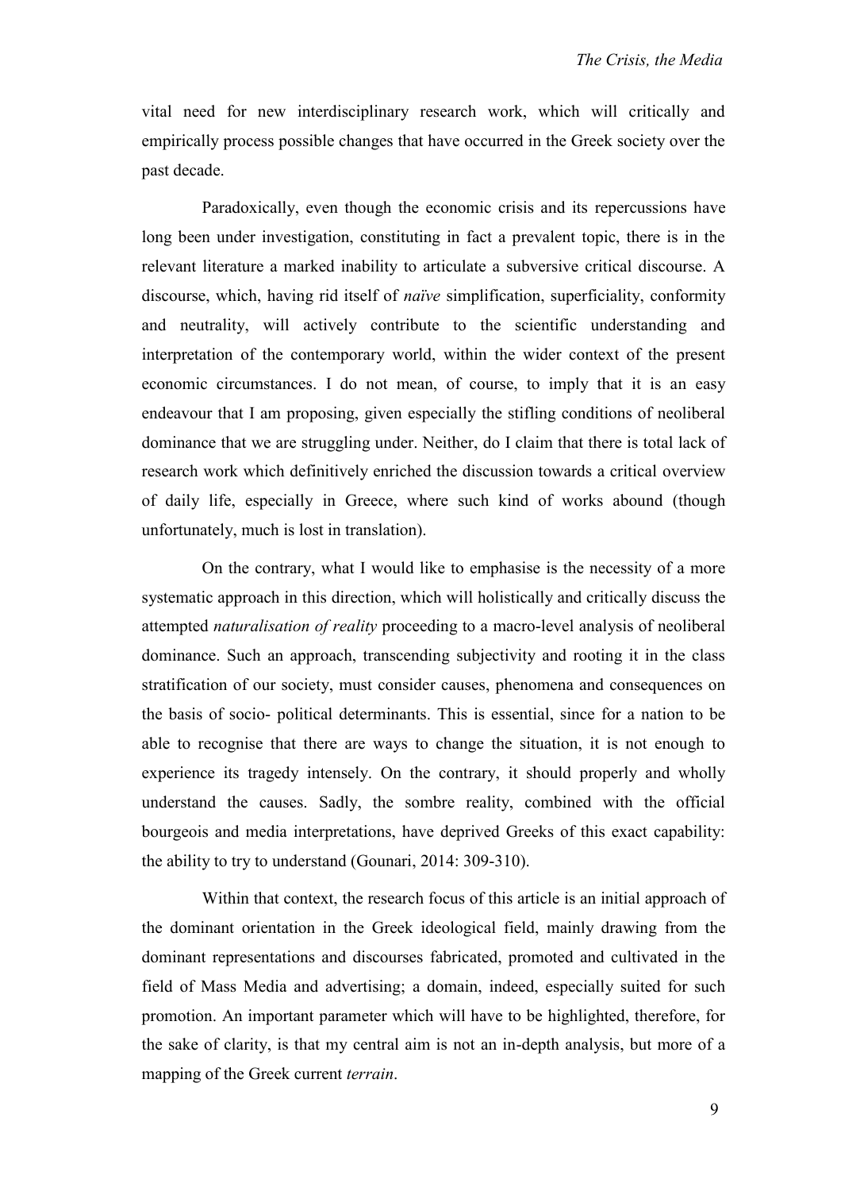vital need for new interdisciplinary research work, which will critically and empirically process possible changes that have occurred in the Greek society over the past decade.

Paradoxically, even though the economic crisis and its repercussions have long been under investigation, constituting in fact a prevalent topic, there is in the relevant literature a marked inability to articulate a subversive critical discourse. A discourse, which, having rid itself of *naïve* simplification, superficiality, conformity and neutrality, will actively contribute to the scientific understanding and interpretation of the contemporary world, within the wider context of the present economic circumstances. I do not mean, of course, to imply that it is an easy endeavour that I am proposing, given especially the stifling conditions of neoliberal dominance that we are struggling under. Neither, do I claim that there is total lack of research work which definitively enriched the discussion towards a critical overview of daily life, especially in Greece, where such kind of works abound (though unfortunately, much is lost in translation).

On the contrary, what I would like to emphasise is the necessity of a more systematic approach in this direction, which will holistically and critically discuss the attempted *naturalisation of reality* proceeding to a macro-level analysis of neoliberal dominance. Such an approach, transcending subjectivity and rooting it in the class stratification of our society, must consider causes, phenomena and consequences on the basis of socio- political determinants. This is essential, since for a nation to be able to recognise that there are ways to change the situation, it is not enough to experience its tragedy intensely. On the contrary, it should properly and wholly understand the causes. Sadly, the sombre reality, combined with the official bourgeois and media interpretations, have deprived Greeks of this exact capability: the ability to try to understand (Gounari, 2014: 309-310).

Within that context, the research focus of this article is an initial approach of the dominant orientation in the Greek ideological field, mainly drawing from the dominant representations and discourses fabricated, promoted and cultivated in the field of Mass Media and advertising; a domain, indeed, especially suited for such promotion. An important parameter which will have to be highlighted, therefore, for the sake of clarity, is that my central aim is not an in-depth analysis, but more of a mapping of the Greek current *terrain*.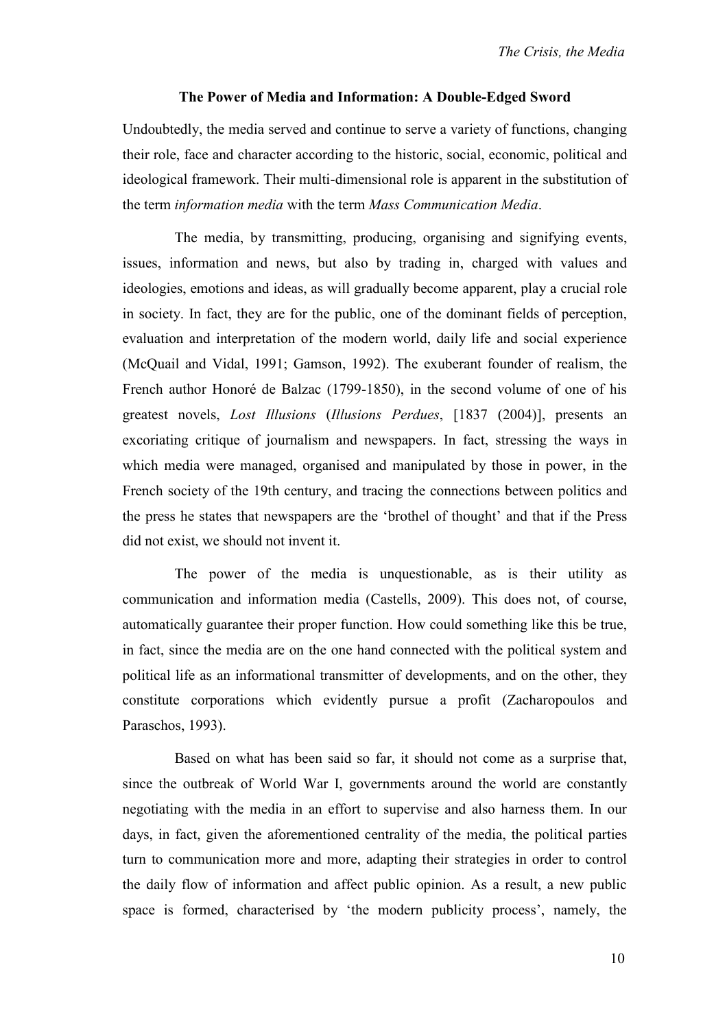## The Power of Media and Information: A Double-Edged Sword

Undoubtedly, the media served and continue to serve a variety of functions, changing their role, face and character according to the historic, social, economic, political and ideological framework. Their multi-dimensional role is apparent in the substitution of the term *information media* with the term *Mass Communication Media*.

The media, by transmitting, producing, organising and signifying events, issues, information and news, but also by trading in, charged with values and ideologies, emotions and ideas, as will gradually become apparent, play a crucial role in society. In fact, they are for the public, one of the dominant fields of perception, evaluation and interpretation of the modern world, daily life and social experience (McQuail and Vidal, 1991; Gamson, 1992). The exuberant founder of realism, the French author Honoré de Balzac (1799-1850), in the second volume of one of his greatest novels, *Lost Illusions* (*Illusions Perdues*, [1837 (2004)], presents an excoriating critique of journalism and newspapers. In fact, stressing the ways in which media were managed, organised and manipulated by those in power, in the French society of the 19th century, and tracing the connections between politics and the press he states that newspapers are the 'brothel of thought' and that if the Press did not exist, we should not invent it.

The power of the media is unquestionable, as is their utility as communication and information media (Castells, 2009). This does not, of course, automatically guarantee their proper function. How could something like this be true, in fact, since the media are on the one hand connected with the political system and political life as an informational transmitter of developments, and on the other, they constitute corporations which evidently pursue a profit (Zacharopoulos and Paraschos, 1993).

Based on what has been said so far, it should not come as a surprise that, since the outbreak of World War I, governments around the world are constantly negotiating with the media in an effort to supervise and also harness them. In our days, in fact, given the aforementioned centrality of the media, the political parties turn to communication more and more, adapting their strategies in order to control the daily flow of information and affect public opinion. As a result, a new public space is formed, characterised by 'the modern publicity process', namely, the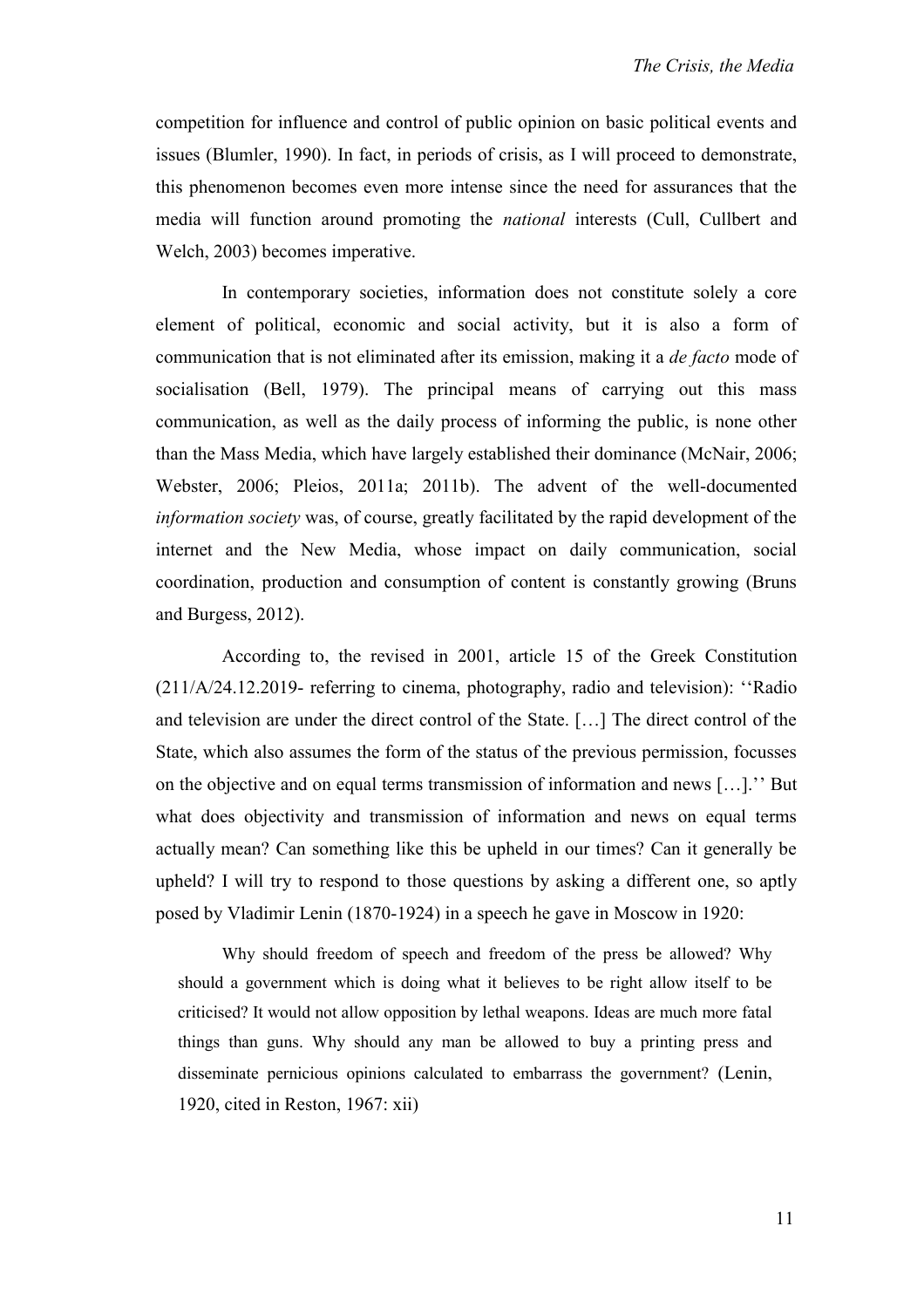competition for influence and control of public opinion on basic political events and issues (Blumler, 1990). In fact, in periods of crisis, as I will proceed to demonstrate, this phenomenon becomes even more intense since the need for assurances that the media will function around promoting the *national* interests (Cull, Cullbert and Welch, 2003) becomes imperative.

In contemporary societies, information does not constitute solely a core element of political, economic and social activity, but it is also a form of communication that is not eliminated after its emission, making it a *de facto* mode of socialisation (Bell, 1979). The principal means of carrying out this mass communication, as well as the daily process of informing the public, is none other than the Mass Media, which have largely established their dominance (McNair, 2006; Webster, 2006; Pleios, 2011a; 2011b). The advent of the well-documented *information society* was, of course, greatly facilitated by the rapid development of the internet and the New Media, whose impact on daily communication, social coordination, production and consumption of content is constantly growing (Bruns and Burgess, 2012).

According to, the revised in 2001, article 15 of the Greek Constitution (211/A/24.12.2019- referring to cinema, photography, radio and television): ''Radio and television are under the direct control of the State. […] The direct control of the State, which also assumes the form of the status of the previous permission, focusses on the objective and on equal terms transmission of information and news […].'' But what does objectivity and transmission of information and news on equal terms actually mean? Can something like this be upheld in our times? Can it generally be upheld? I will try to respond to those questions by asking a different one, so aptly posed by Vladimir Lenin (1870-1924) in a speech he gave in Moscow in 1920:

> Why should freedom of speech and freedom of the press be allowed? Why should a government which is doing what it believes to be right allow itself to be criticised? It would not allow opposition by lethal weapons. Ideas are much more fatal things than guns. Why should any man be allowed to buy a printing press and disseminate pernicious opinions calculated to embarrass the government? (Lenin, 1920, cited in Reston, 1967: xii)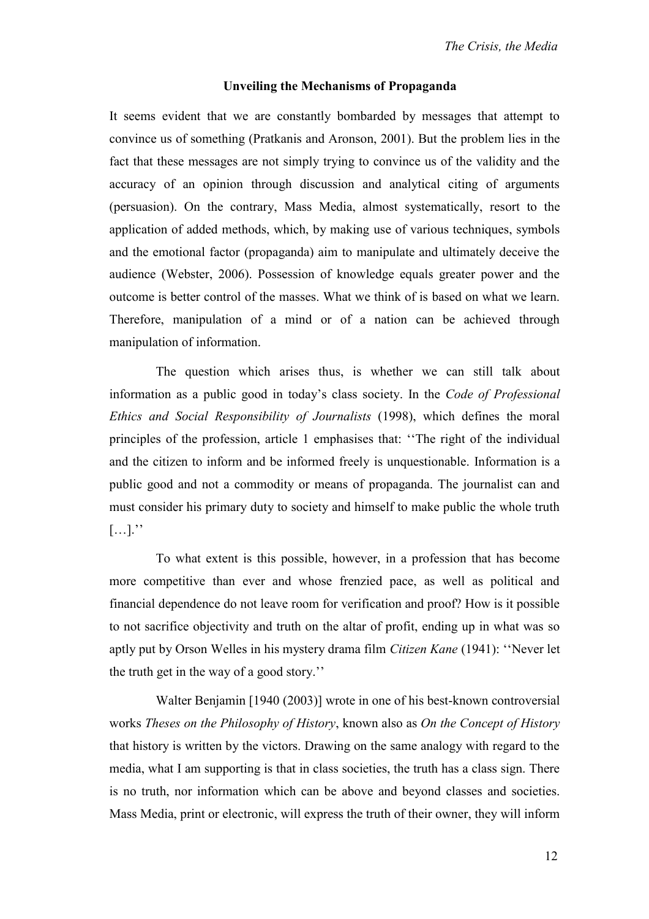## Unveiling the Mechanisms of Propaganda

It seems evident that we are constantly bombarded by messages that attempt to convince us of something (Pratkanis and Aronson, 2001). But the problem lies in the fact that these messages are not simply trying to convince us of the validity and the accuracy of an opinion through discussion and analytical citing of arguments (persuasion). On the contrary, Mass Media, almost systematically, resort to the application of added methods, which, by making use of various techniques, symbols and the emotional factor (propaganda) aim to manipulate and ultimately deceive the audience (Webster, 2006). Possession of knowledge equals greater power and the outcome is better control of the masses. What we think of is based on what we learn. Therefore, manipulation of a mind or of a nation can be achieved through manipulation of information.

The question which arises thus, is whether we can still talk about information as a public good in today's class society. In the *Code of Professional Ethics and Social Responsibility of Journalists* (1998), which defines the moral principles of the profession, article 1 emphasises that: ''The right of the individual and the citizen to inform and be informed freely is unquestionable. Information is a public good and not a commodity or means of propaganda. The journalist can and must consider his primary duty to society and himself to make public the whole truth […].''

To what extent is this possible, however, in a profession that has become more competitive than ever and whose frenzied pace, as well as political and financial dependence do not leave room for verification and proof? How is it possible to not sacrifice objectivity and truth on the altar of profit, ending up in what was so aptly put by Orson Welles in his mystery drama film *Citizen Kane* (1941): ''Never let the truth get in the way of a good story.''

Walter Benjamin [1940 (2003)] wrote in one of his best-known controversial works *Theses on the Philosophy of History*, known also as *On the Concept of History* that history is written by the victors. Drawing on the same analogy with regard to the media, what I am supporting is that in class societies, the truth has a class sign. There is no truth, nor information which can be above and beyond classes and societies. Mass Media, print or electronic, will express the truth of their owner, they will inform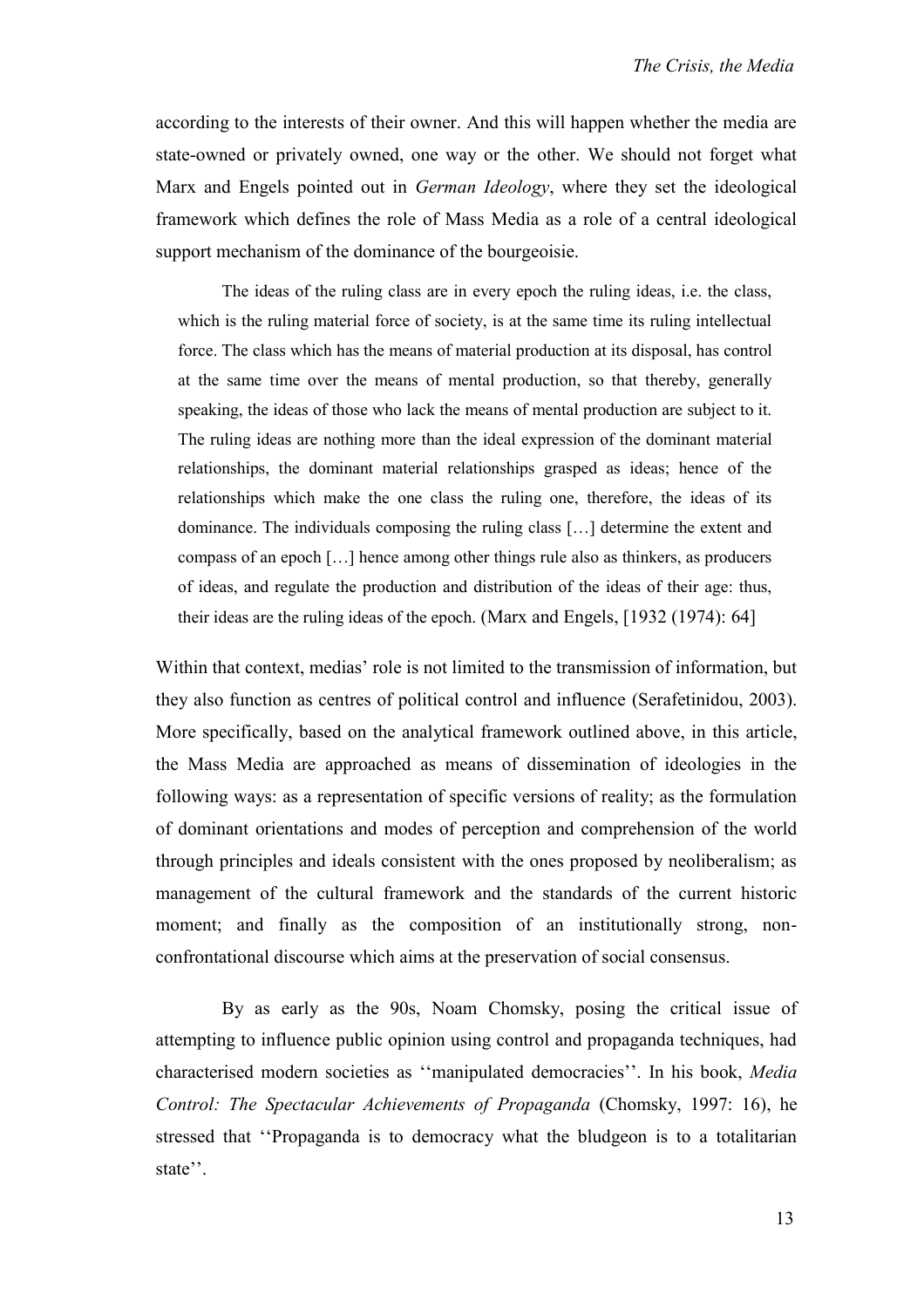according to the interests of their owner. And this will happen whether the media are state-owned or privately owned, one way or the other. We should not forget what Marx and Engels pointed out in *German Ideology*, where they set the ideological framework which defines the role of Mass Media as a role of a central ideological support mechanism of the dominance of the bourgeoisie.

> The ideas of the ruling class are in every epoch the ruling ideas, i.e. the class, which is the ruling material force of society, is at the same time its ruling intellectual force. The class which has the means of material production at its disposal, has control at the same time over the means of mental production, so that thereby, generally speaking, the ideas of those who lack the means of mental production are subject to it. The ruling ideas are nothing more than the ideal expression of the dominant material relationships, the dominant material relationships grasped as ideas; hence of the relationships which make the one class the ruling one, therefore, the ideas of its dominance. The individuals composing the ruling class […] determine the extent and compass of an epoch […] hence among other things rule also as thinkers, as producers of ideas, and regulate the production and distribution of the ideas of their age: thus, their ideas are the ruling ideas of the epoch. (Marx and Engels, [1932 (1974): 64]

Within that context, medias' role is not limited to the transmission of information, but they also function as centres of political control and influence (Serafetinidou, 2003). More specifically, based on the analytical framework outlined above, in this article, the Mass Media are approached as means of dissemination of ideologies in the following ways: as a representation of specific versions of reality; as the formulation of dominant orientations and modes of perception and comprehension of the world through principles and ideals consistent with the ones proposed by neoliberalism; as management of the cultural framework and the standards of the current historic moment; and finally as the composition of an institutionally strong, non-confrontational discourse which aims at the preservation of social consensus.

By as early as the 90s, Noam Chomsky, posing the critical issue of attempting to influence public opinion using control and propaganda techniques, had characterised modern societies as ''manipulated democracies''. In his book, *Media Control: The Spectacular Achievements of Propaganda* (Chomsky, 1997: 16), he stressed that ''Propaganda is to democracy what the bludgeon is to a totalitarian state''.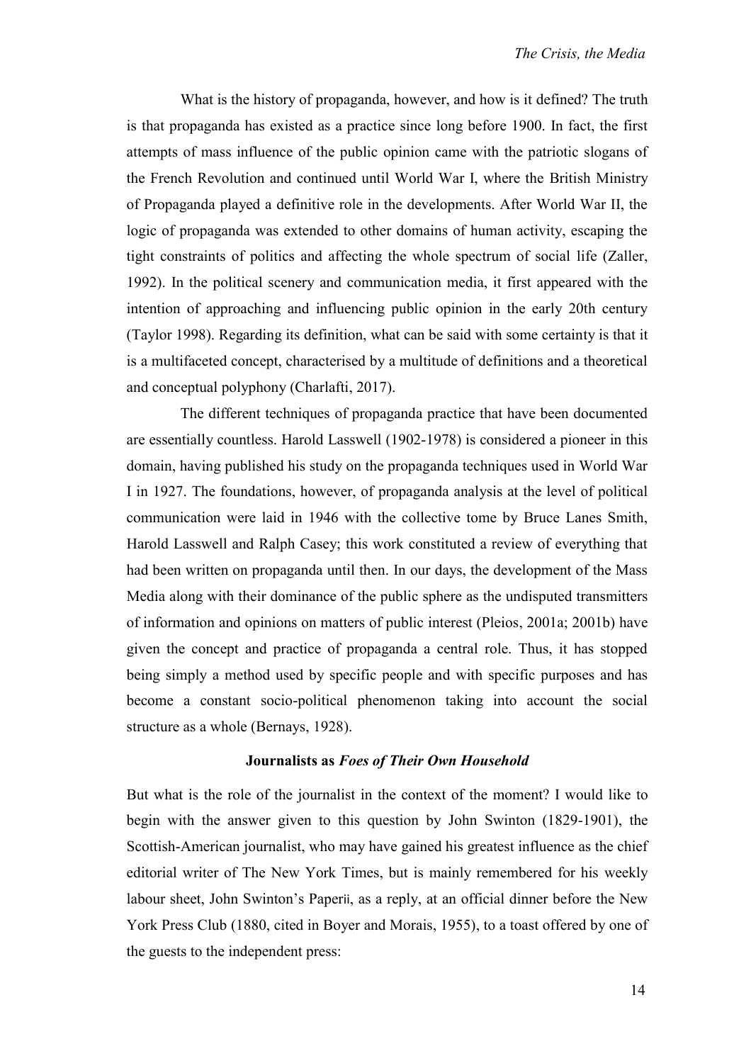What is the history of propaganda, however, and how is it defined? The truth is that propaganda has existed as a practice since long before 1900. In fact, the first attempts of mass influence of the public opinion came with the patriotic slogans of the French Revolution and continued until World War I, where the British Ministry of Propaganda played a definitive role in the developments. After World War II, the logic of propaganda was extended to other domains of human activity, escaping the tight constraints of politics and affecting the whole spectrum of social life (Zaller, 1992). In the political scenery and communication media, it first appeared with the intention of approaching and influencing public opinion in the early 20th century (Taylor 1998). Regarding its definition, what can be said with some certainty is that it is a multifaceted concept, characterised by a multitude of definitions and a theoretical and conceptual polyphony (Charlafti, 2017).

The different techniques of propaganda practice that have been documented are essentially countless. Harold Lasswell (1902-1978) is considered a pioneer in this domain, having published his study on the propaganda techniques used in World War I in 1927. The foundations, however, of propaganda analysis at the level of political communication were laid in 1946 with the collective tome by Bruce Lanes Smith, Harold Lasswell and Ralph Casey; this work constituted a review of everything that had been written on propaganda until then. In our days, the development of the Mass Media along with their dominance of the public sphere as the undisputed transmitters of information and opinions on matters of public interest (Pleios, 2001a; 2001b) have given the concept and practice of propaganda a central role. Thus, it has stopped being simply a method used by specific people and with specific purposes and has become a constant socio-political phenomenon taking into account the social structure as a whole (Bernays, 1928).

## Journalists as *Foes of Their Own Household*

But what is the role of the journalist in the context of the moment? I would like to begin with the answer given to this question by John Swinton (1829-1901), the Scottish-American journalist, who may have gained his greatest influence as the chief editorial writer of The New York Times, but is mainly remembered for his weekly labour sheet, John Swinton's Paper[ii], as a reply, at an official dinner before the New York Press Club (1880, cited in Boyer and Morais, 1955), to a toast offered by one of the guests to the independent press: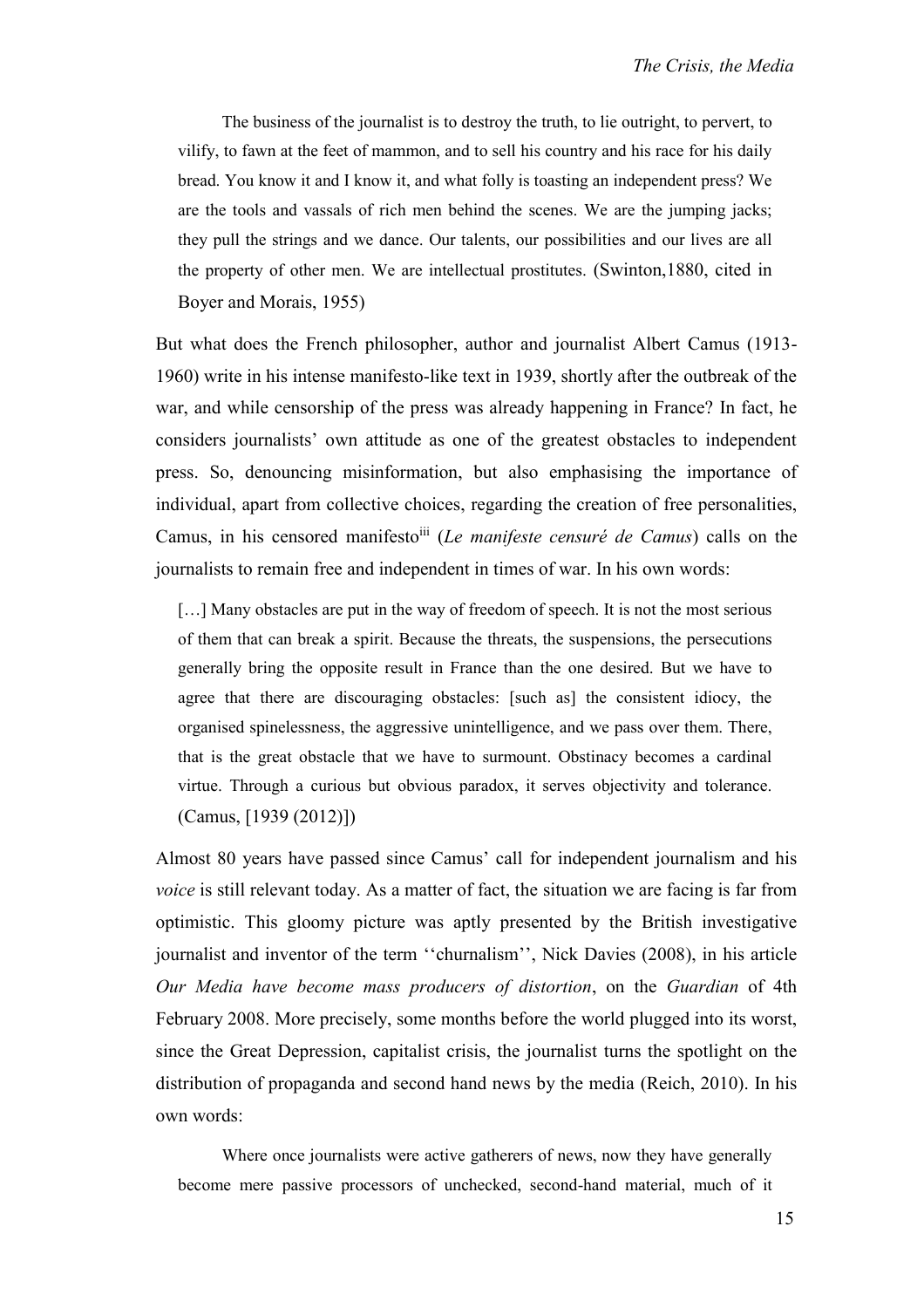> The business of the journalist is to destroy the truth, to lie outright, to pervert, to vilify, to fawn at the feet of mammon, and to sell his country and his race for his daily bread. You know it and I know it, and what folly is toasting an independent press? We are the tools and vassals of rich men behind the scenes. We are the jumping jacks; they pull the strings and we dance. Our talents, our possibilities and our lives are all the property of other men. We are intellectual prostitutes. (Swinton,1880, cited in Boyer and Morais, 1955)

But what does the French philosopher, author and journalist Albert Camus (1913-1960) write in his intense manifesto-like text in 1939, shortly after the outbreak of the war, and while censorship of the press was already happening in France? In fact, he considers journalists' own attitude as one of the greatest obstacles to independent press. So, denouncing misinformation, but also emphasising the importance of individual, apart from collective choices, regarding the creation of free personalities, Camus, in his censored manifesto[iii] (*Le manifeste censuré de Camus*) calls on the journalists to remain free and independent in times of war. In his own words:

> […] Many obstacles are put in the way of freedom of speech. It is not the most serious of them that can break a spirit. Because the threats, the suspensions, the persecutions generally bring the opposite result in France than the one desired. But we have to agree that there are discouraging obstacles: [such as] the consistent idiocy, the organised spinelessness, the aggressive unintelligence, and we pass over them. There, that is the great obstacle that we have to surmount. Obstinacy becomes a cardinal virtue. Through a curious but obvious paradox, it serves objectivity and tolerance. (Camus, [1939 (2012)])

Almost 80 years have passed since Camus' call for independent journalism and his *voice* is still relevant today. As a matter of fact, the situation we are facing is far from optimistic. This gloomy picture was aptly presented by the British investigative journalist and inventor of the term ''churnalism'', Nick Davies (2008), in his article *Our Media have become mass producers of distortion*, on the *Guardian* of 4th February 2008. More precisely, some months before the world plugged into its worst, since the Great Depression, capitalist crisis, the journalist turns the spotlight on the distribution of propaganda and second hand news by the media (Reich, 2010). In his own words:

> Where once journalists were active gatherers of news, now they have generally become mere passive processors of unchecked, second-hand material, much of it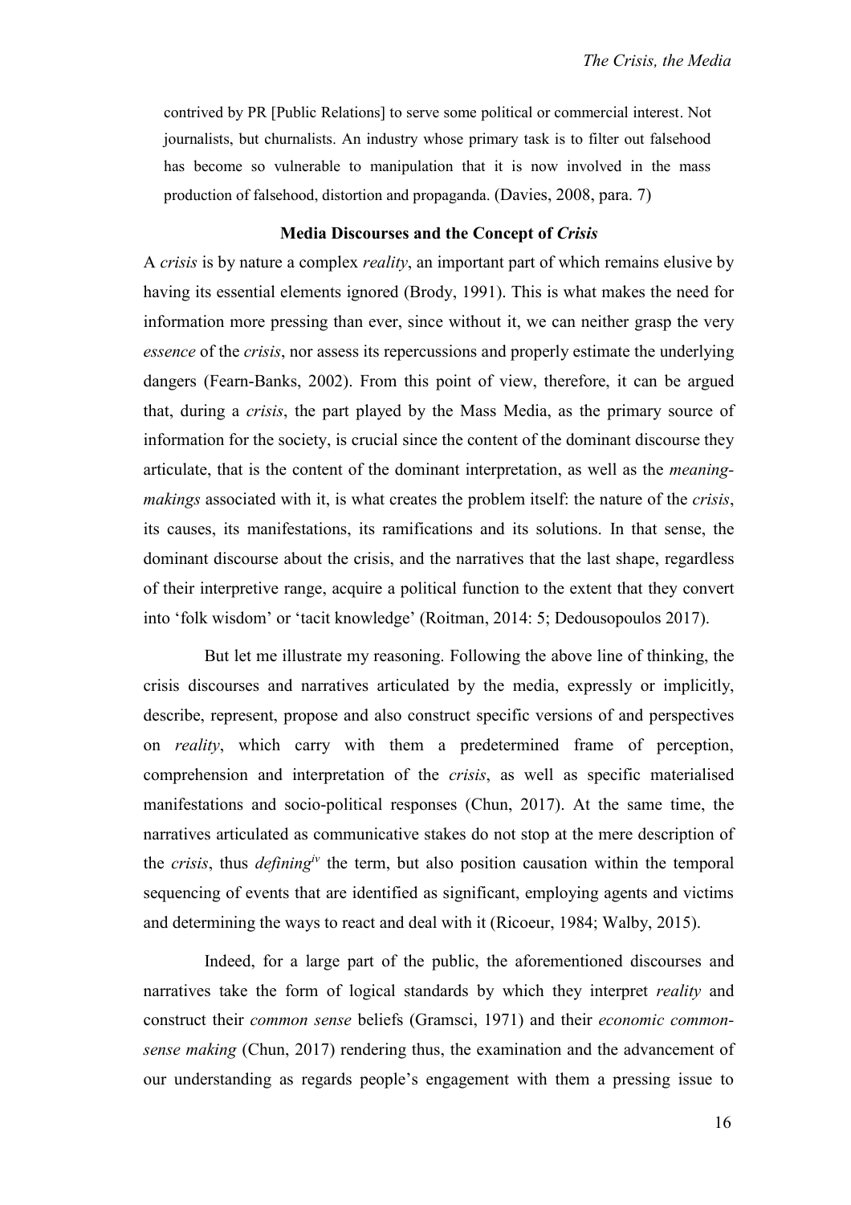contrived by PR [Public Relations] to serve some political or commercial interest. Not journalists, but churnalists. An industry whose primary task is to filter out falsehood has become so vulnerable to manipulation that it is now involved in the mass production of falsehood, distortion and propaganda. (Davies, 2008, para. 7)

### Media Discourses and the Concept of *Crisis*

A *crisis* is by nature a complex *reality*, an important part of which remains elusive by having its essential elements ignored (Brody, 1991). This is what makes the need for information more pressing than ever, since without it, we can neither grasp the very *essence* of the *crisis*, nor assess its repercussions and properly estimate the underlying dangers (Fearn-Banks, 2002). From this point of view, therefore, it can be argued that, during a *crisis*, the part played by the Mass Media, as the primary source of information for the society, is crucial since the content of the dominant discourse they articulate, that is the content of the dominant interpretation, as well as the *meaning-makings* associated with it, is what creates the problem itself: the nature of the *crisis*, its causes, its manifestations, its ramifications and its solutions. In that sense, the dominant discourse about the crisis, and the narratives that the last shape, regardless of their interpretive range, acquire a political function to the extent that they convert into 'folk wisdom' or 'tacit knowledge' (Roitman, 2014: 5; Dedousopoulos 2017).

But let me illustrate my reasoning. Following the above line of thinking, the crisis discourses and narratives articulated by the media, expressly or implicitly, describe, represent, propose and also construct specific versions of and perspectives on *reality*, which carry with them a predetermined frame of perception, comprehension and interpretation of the *crisis*, as well as specific materialised manifestations and socio-political responses (Chun, 2017). At the same time, the narratives articulated as communicative stakes do not stop at the mere description of the *crisis*, thus *defining*[iv] the term, but also position causation within the temporal sequencing of events that are identified as significant, employing agents and victims and determining the ways to react and deal with it (Ricoeur, 1984; Walby, 2015).

Indeed, for a large part of the public, the aforementioned discourses and narratives take the form of logical standards by which they interpret *reality* and construct their *common sense* beliefs (Gramsci, 1971) and their *economic common-sense making* (Chun, 2017) rendering thus, the examination and the advancement of our understanding as regards people's engagement with them a pressing issue to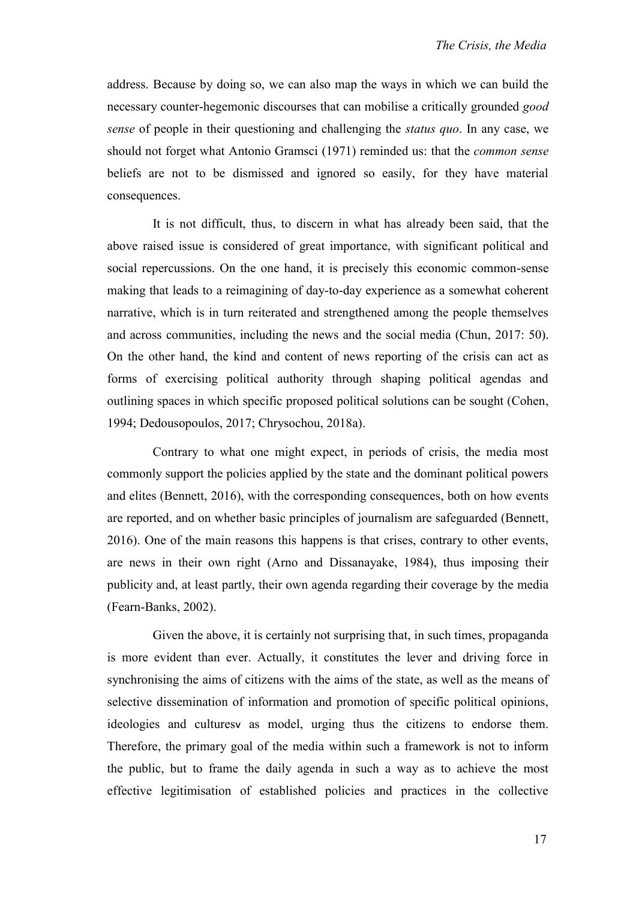address. Because by doing so, we can also map the ways in which we can build the necessary counter-hegemonic discourses that can mobilise a critically grounded *good sense* of people in their questioning and challenging the *status quo*. In any case, we should not forget what Antonio Gramsci (1971) reminded us: that the *common sense* beliefs are not to be dismissed and ignored so easily, for they have material consequences.

It is not difficult, thus, to discern in what has already been said, that the above raised issue is considered of great importance, with significant political and social repercussions. On the one hand, it is precisely this economic common-sense making that leads to a reimagining of day-to-day experience as a somewhat coherent narrative, which is in turn reiterated and strengthened among the people themselves and across communities, including the news and the social media (Chun, 2017: 50). On the other hand, the kind and content of news reporting of the crisis can act as forms of exercising political authority through shaping political agendas and outlining spaces in which specific proposed political solutions can be sought (Cohen, 1994; Dedousopoulos, 2017; Chrysochou, 2018a).

Contrary to what one might expect, in periods of crisis, the media most commonly support the policies applied by the state and the dominant political powers and elites (Bennett, 2016), with the corresponding consequences, both on how events are reported, and on whether basic principles of journalism are safeguarded (Bennett, 2016). One of the main reasons this happens is that crises, contrary to other events, are news in their own right (Arno and Dissanayake, 1984), thus imposing their publicity and, at least partly, their own agenda regarding their coverage by the media (Fearn-Banks, 2002).

Given the above, it is certainly not surprising that, in such times, propaganda is more evident than ever. Actually, it constitutes the lever and driving force in synchronising the aims of citizens with the aims of the state, as well as the means of selective dissemination of information and promotion of specific political opinions, ideologies and culturesv as model, urging thus the citizens to endorse them. Therefore, the primary goal of the media within such a framework is not to inform the public, but to frame the daily agenda in such a way as to achieve the most effective legitimisation of established policies and practices in the collective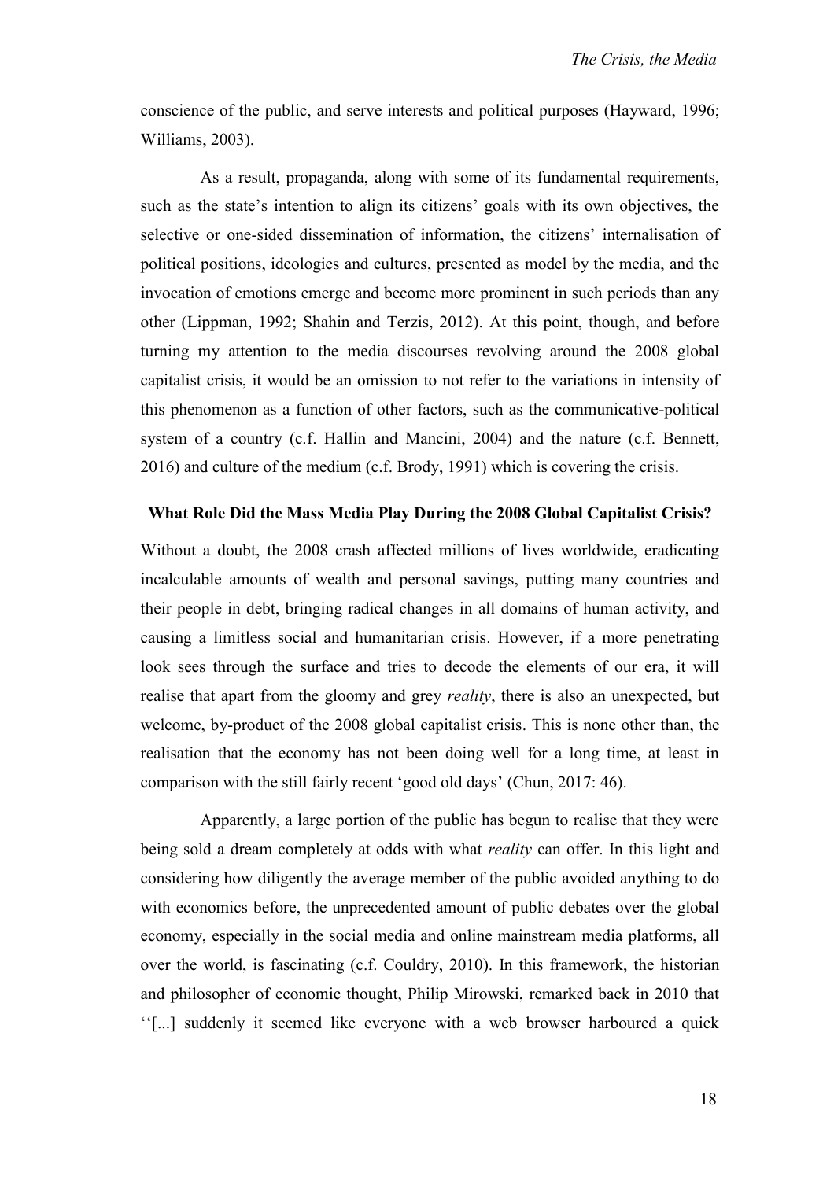conscience of the public, and serve interests and political purposes (Hayward, 1996; Williams, 2003).

As a result, propaganda, along with some of its fundamental requirements, such as the state's intention to align its citizens' goals with its own objectives, the selective or one-sided dissemination of information, the citizens' internalisation of political positions, ideologies and cultures, presented as model by the media, and the invocation of emotions emerge and become more prominent in such periods than any other (Lippman, 1992; Shahin and Terzis, 2012). At this point, though, and before turning my attention to the media discourses revolving around the 2008 global capitalist crisis, it would be an omission to not refer to the variations in intensity of this phenomenon as a function of other factors, such as the communicative-political system of a country (c.f. Hallin and Mancini, 2004) and the nature (c.f. Bennett, 2016) and culture of the medium (c.f. Brody, 1991) which is covering the crisis.

## What Role Did the Mass Media Play During the 2008 Global Capitalist Crisis?

Without a doubt, the 2008 crash affected millions of lives worldwide, eradicating incalculable amounts of wealth and personal savings, putting many countries and their people in debt, bringing radical changes in all domains of human activity, and causing a limitless social and humanitarian crisis. However, if a more penetrating look sees through the surface and tries to decode the elements of our era, it will realise that apart from the gloomy and grey *reality*, there is also an unexpected, but welcome, by-product of the 2008 global capitalist crisis. This is none other than, the realisation that the economy has not been doing well for a long time, at least in comparison with the still fairly recent 'good old days' (Chun, 2017: 46).

Apparently, a large portion of the public has begun to realise that they were being sold a dream completely at odds with what *reality* can offer. In this light and considering how diligently the average member of the public avoided anything to do with economics before, the unprecedented amount of public debates over the global economy, especially in the social media and online mainstream media platforms, all over the world, is fascinating (c.f. Couldry, 2010). In this framework, the historian and philosopher of economic thought, Philip Mirowski, remarked back in 2010 that ''[...] suddenly it seemed like everyone with a web browser harboured a quick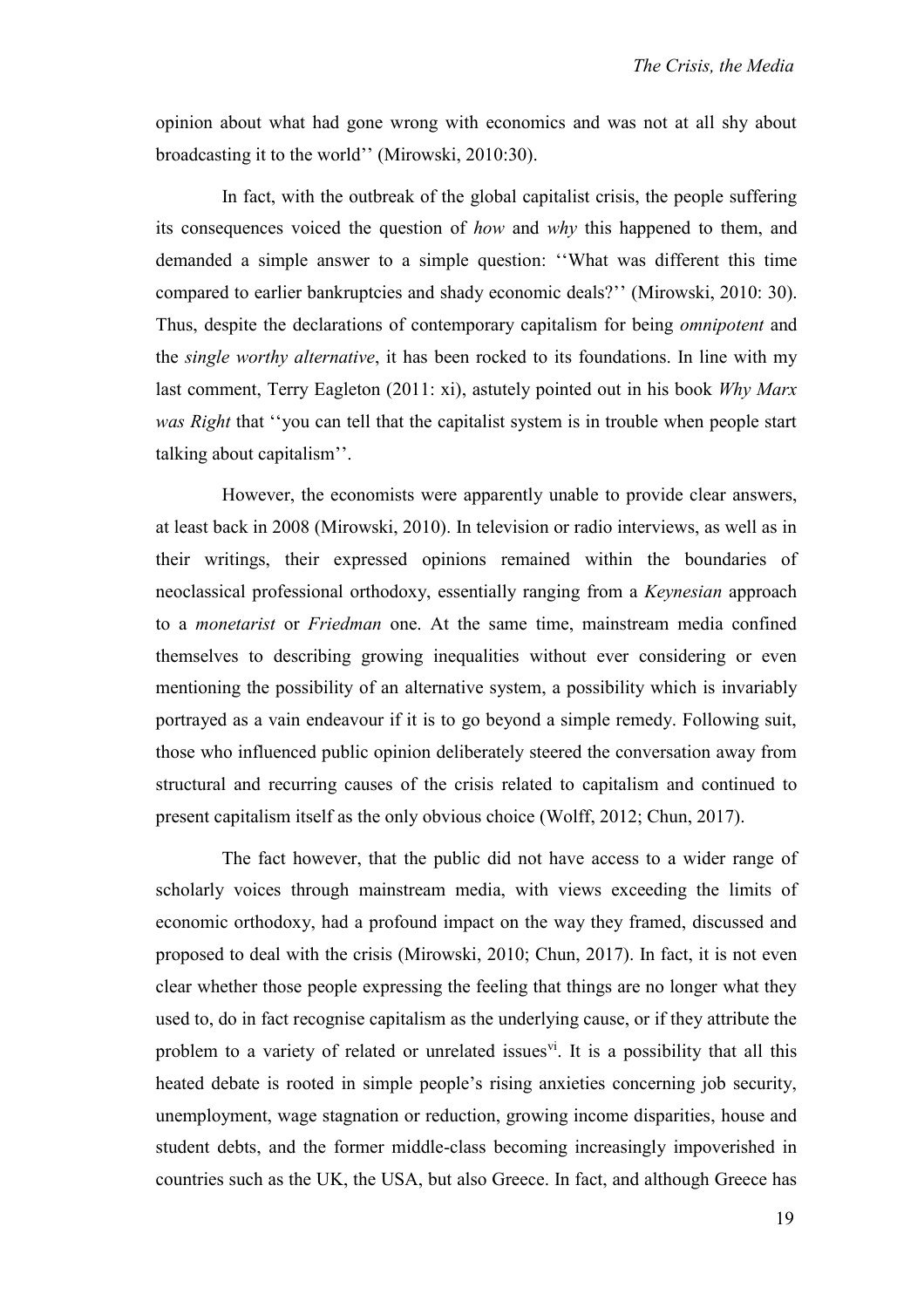opinion about what had gone wrong with economics and was not at all shy about broadcasting it to the world'' (Mirowski, 2010:30).

In fact, with the outbreak of the global capitalist crisis, the people suffering its consequences voiced the question of *how* and *why* this happened to them, and demanded a simple answer to a simple question: ''What was different this time compared to earlier bankruptcies and shady economic deals?'' (Mirowski, 2010: 30). Thus, despite the declarations of contemporary capitalism for being *omnipotent* and the *single worthy alternative*, it has been rocked to its foundations. In line with my last comment, Terry Eagleton (2011: xi), astutely pointed out in his book *Why Marx was Right* that ''you can tell that the capitalist system is in trouble when people start talking about capitalism''.

However, the economists were apparently unable to provide clear answers, at least back in 2008 (Mirowski, 2010). In television or radio interviews, as well as in their writings, their expressed opinions remained within the boundaries of neoclassical professional orthodoxy, essentially ranging from a *Keynesian* approach to a *monetarist* or *Friedman* one. At the same time, mainstream media confined themselves to describing growing inequalities without ever considering or even mentioning the possibility of an alternative system, a possibility which is invariably portrayed as a vain endeavour if it is to go beyond a simple remedy. Following suit, those who influenced public opinion deliberately steered the conversation away from structural and recurring causes of the crisis related to capitalism and continued to present capitalism itself as the only obvious choice (Wolff, 2012; Chun, 2017).

The fact however, that the public did not have access to a wider range of scholarly voices through mainstream media, with views exceeding the limits of economic orthodoxy, had a profound impact on the way they framed, discussed and proposed to deal with the crisis (Mirowski, 2010; Chun, 2017). In fact, it is not even clear whether those people expressing the feeling that things are no longer what they used to, do in fact recognise capitalism as the underlying cause, or if they attribute the problem to a variety of related or unrelated issues[vi]. It is a possibility that all this heated debate is rooted in simple people's rising anxieties concerning job security, unemployment, wage stagnation or reduction, growing income disparities, house and student debts, and the former middle-class becoming increasingly impoverished in countries such as the UK, the USA, but also Greece. In fact, and although Greece has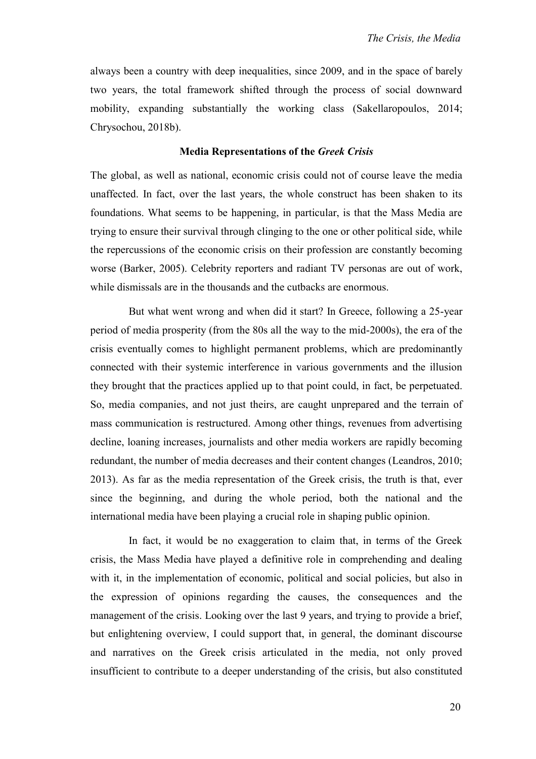always been a country with deep inequalities, since 2009, and in the space of barely two years, the total framework shifted through the process of social downward mobility, expanding substantially the working class (Sakellaropoulos, 2014; Chrysochou, 2018b).

## Media Representations of the *Greek Crisis*

The global, as well as national, economic crisis could not of course leave the media unaffected. In fact, over the last years, the whole construct has been shaken to its foundations. What seems to be happening, in particular, is that the Mass Media are trying to ensure their survival through clinging to the one or other political side, while the repercussions of the economic crisis on their profession are constantly becoming worse (Barker, 2005). Celebrity reporters and radiant TV personas are out of work, while dismissals are in the thousands and the cutbacks are enormous.

But what went wrong and when did it start? In Greece, following a 25-year period of media prosperity (from the 80s all the way to the mid-2000s), the era of the crisis eventually comes to highlight permanent problems, which are predominantly connected with their systemic interference in various governments and the illusion they brought that the practices applied up to that point could, in fact, be perpetuated. So, media companies, and not just theirs, are caught unprepared and the terrain of mass communication is restructured. Among other things, revenues from advertising decline, loaning increases, journalists and other media workers are rapidly becoming redundant, the number of media decreases and their content changes (Leandros, 2010; 2013). As far as the media representation of the Greek crisis, the truth is that, ever since the beginning, and during the whole period, both the national and the international media have been playing a crucial role in shaping public opinion.

In fact, it would be no exaggeration to claim that, in terms of the Greek crisis, the Mass Media have played a definitive role in comprehending and dealing with it, in the implementation of economic, political and social policies, but also in the expression of opinions regarding the causes, the consequences and the management of the crisis. Looking over the last 9 years, and trying to provide a brief, but enlightening overview, I could support that, in general, the dominant discourse and narratives on the Greek crisis articulated in the media, not only proved insufficient to contribute to a deeper understanding of the crisis, but also constituted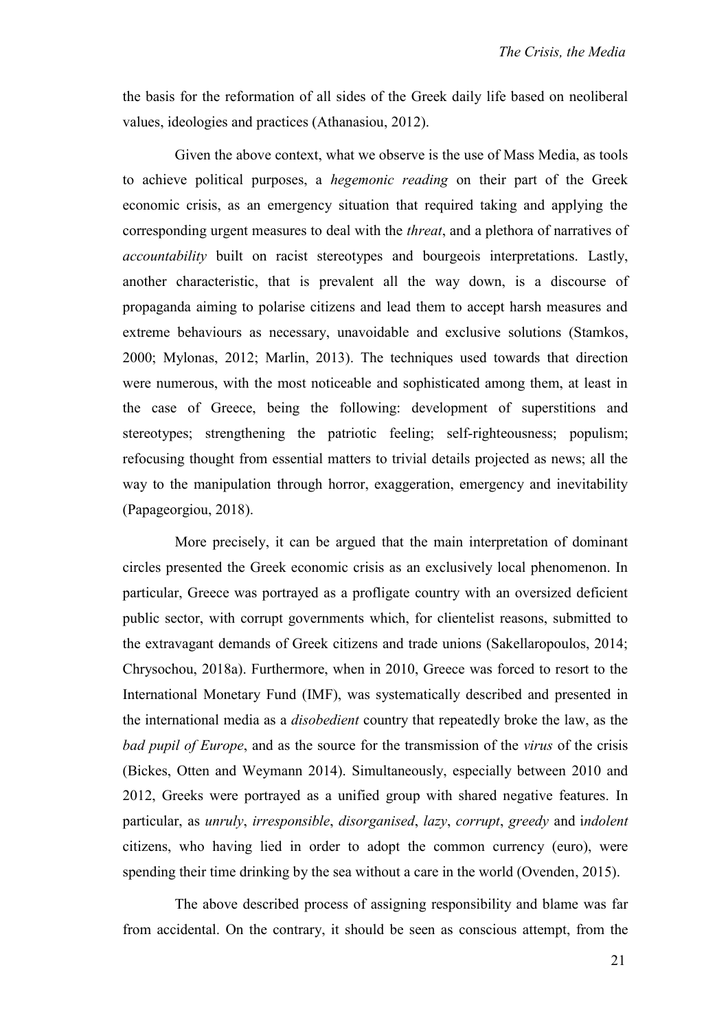the basis for the reformation of all sides of the Greek daily life based on neoliberal values, ideologies and practices (Athanasiou, 2012).

Given the above context, what we observe is the use of Mass Media, as tools to achieve political purposes, a *hegemonic reading* on their part of the Greek economic crisis, as an emergency situation that required taking and applying the corresponding urgent measures to deal with the *threat*, and a plethora of narratives of *accountability* built on racist stereotypes and bourgeois interpretations. Lastly, another characteristic, that is prevalent all the way down, is a discourse of propaganda aiming to polarise citizens and lead them to accept harsh measures and extreme behaviours as necessary, unavoidable and exclusive solutions (Stamkos, 2000; Mylonas, 2012; Marlin, 2013). The techniques used towards that direction were numerous, with the most noticeable and sophisticated among them, at least in the case of Greece, being the following: development of superstitions and stereotypes; strengthening the patriotic feeling; self-righteousness; populism; refocusing thought from essential matters to trivial details projected as news; all the way to the manipulation through horror, exaggeration, emergency and inevitability (Papageorgiou, 2018).

More precisely, it can be argued that the main interpretation of dominant circles presented the Greek economic crisis as an exclusively local phenomenon. In particular, Greece was portrayed as a profligate country with an oversized deficient public sector, with corrupt governments which, for clientelist reasons, submitted to the extravagant demands of Greek citizens and trade unions (Sakellaropoulos, 2014; Chrysochou, 2018a). Furthermore, when in 2010, Greece was forced to resort to the International Monetary Fund (IMF), was systematically described and presented in the international media as a *disobedient* country that repeatedly broke the law, as the *bad pupil of Europe*, and as the source for the transmission of the *virus* of the crisis (Bickes, Otten and Weymann 2014). Simultaneously, especially between 2010 and 2012, Greeks were portrayed as a unified group with shared negative features. In particular, as *unruly*, *irresponsible*, *disorganised*, *lazy*, *corrupt*, *greedy* and i*ndolent* citizens, who having lied in order to adopt the common currency (euro), were spending their time drinking by the sea without a care in the world (Ovenden, 2015).

The above described process of assigning responsibility and blame was far from accidental. On the contrary, it should be seen as conscious attempt, from the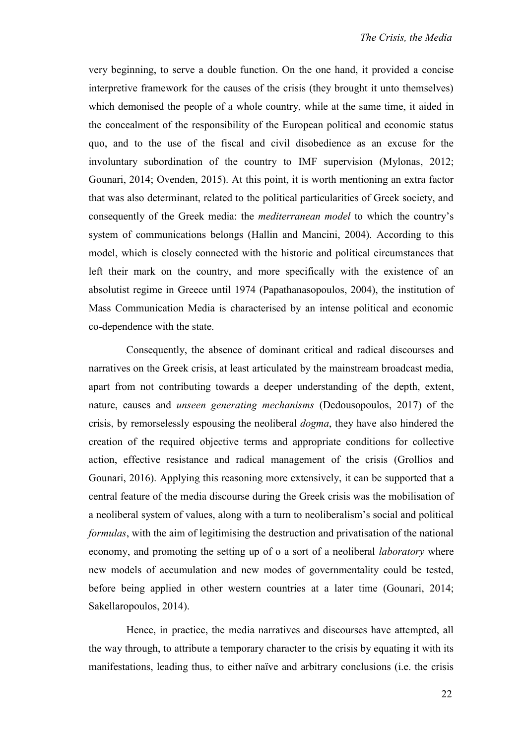very beginning, to serve a double function. On the one hand, it provided a concise interpretive framework for the causes of the crisis (they brought it unto themselves) which demonised the people of a whole country, while at the same time, it aided in the concealment of the responsibility of the European political and economic status quo, and to the use of the fiscal and civil disobedience as an excuse for the involuntary subordination of the country to IMF supervision (Mylonas, 2012; Gounari, 2014; Ovenden, 2015). At this point, it is worth mentioning an extra factor that was also determinant, related to the political particularities of Greek society, and consequently of the Greek media: the *mediterranean model* to which the country's system of communications belongs (Hallin and Mancini, 2004). According to this model, which is closely connected with the historic and political circumstances that left their mark on the country, and more specifically with the existence of an absolutist regime in Greece until 1974 (Papathanasopoulos, 2004), the institution of Mass Communication Media is characterised by an intense political and economic co-dependence with the state.

Consequently, the absence of dominant critical and radical discourses and narratives on the Greek crisis, at least articulated by the mainstream broadcast media, apart from not contributing towards a deeper understanding of the depth, extent, nature, causes and *unseen generating mechanisms* (Dedousopoulos, 2017) of the crisis, by remorselessly espousing the neoliberal *dogma*, they have also hindered the creation of the required objective terms and appropriate conditions for collective action, effective resistance and radical management of the crisis (Grollios and Gounari, 2016). Applying this reasoning more extensively, it can be supported that a central feature of the media discourse during the Greek crisis was the mobilisation of a neoliberal system of values, along with a turn to neoliberalism's social and political *formulas*, with the aim of legitimising the destruction and privatisation of the national economy, and promoting the setting up of o a sort of a neoliberal *laboratory* where new models of accumulation and new modes of governmentality could be tested, before being applied in other western countries at a later time (Gounari, 2014; Sakellaropoulos, 2014).

Hence, in practice, the media narratives and discourses have attempted, all the way through, to attribute a temporary character to the crisis by equating it with its manifestations, leading thus, to either naïve and arbitrary conclusions (i.e. the crisis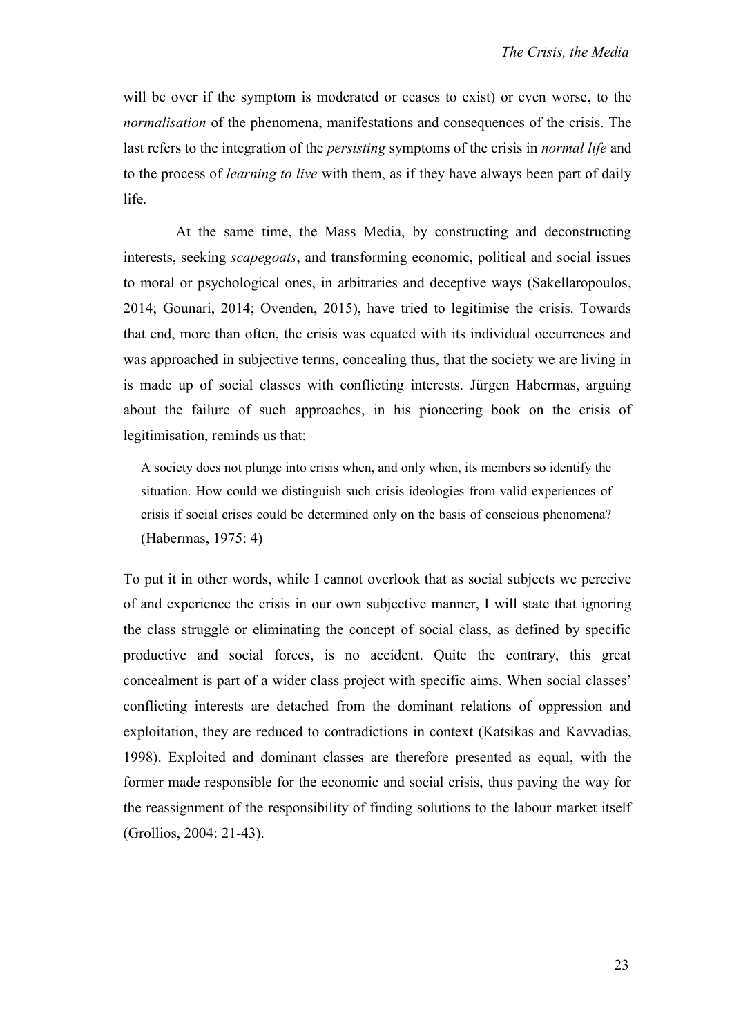will be over if the symptom is moderated or ceases to exist) or even worse, to the *normalisation* of the phenomena, manifestations and consequences of the crisis. The last refers to the integration of the *persisting* symptoms of the crisis in *normal life* and to the process of *learning to live* with them, as if they have always been part of daily life.

At the same time, the Mass Media, by constructing and deconstructing interests, seeking *scapegoats*, and transforming economic, political and social issues to moral or psychological ones, in arbitraries and deceptive ways (Sakellaropoulos, 2014; Gounari, 2014; Ovenden, 2015), have tried to legitimise the crisis. Towards that end, more than often, the crisis was equated with its individual occurrences and was approached in subjective terms, concealing thus, that the society we are living in is made up of social classes with conflicting interests. Jürgen Habermas, arguing about the failure of such approaches, in his pioneering book on the crisis of legitimisation, reminds us that:

> A society does not plunge into crisis when, and only when, its members so identify the situation. How could we distinguish such crisis ideologies from valid experiences of crisis if social crises could be determined only on the basis of conscious phenomena? (Habermas, 1975: 4)

To put it in other words, while I cannot overlook that as social subjects we perceive of and experience the crisis in our own subjective manner, I will state that ignoring the class struggle or eliminating the concept of social class, as defined by specific productive and social forces, is no accident. Quite the contrary, this great concealment is part of a wider class project with specific aims. When social classes' conflicting interests are detached from the dominant relations of oppression and exploitation, they are reduced to contradictions in context (Katsikas and Kavvadias, 1998). Exploited and dominant classes are therefore presented as equal, with the former made responsible for the economic and social crisis, thus paving the way for the reassignment of the responsibility of finding solutions to the labour market itself (Grollios, 2004: 21-43).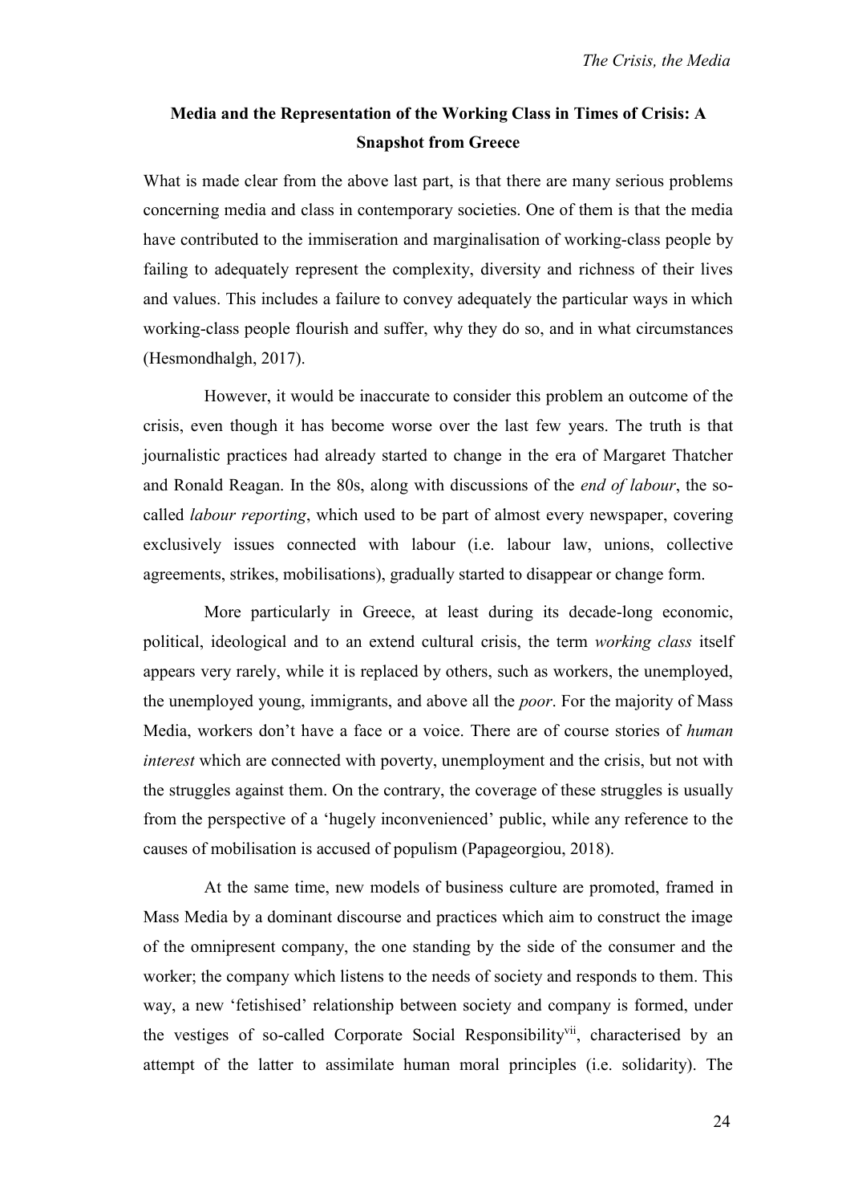## Media and the Representation of the Working Class in Times of Crisis: A Snapshot from Greece

What is made clear from the above last part, is that there are many serious problems concerning media and class in contemporary societies. One of them is that the media have contributed to the immiseration and marginalisation of working-class people by failing to adequately represent the complexity, diversity and richness of their lives and values. This includes a failure to convey adequately the particular ways in which working-class people flourish and suffer, why they do so, and in what circumstances (Hesmondhalgh, 2017).

However, it would be inaccurate to consider this problem an outcome of the crisis, even though it has become worse over the last few years. The truth is that journalistic practices had already started to change in the era of Margaret Thatcher and Ronald Reagan. In the 80s, along with discussions of the *end of labour*, the so-called *labour reporting*, which used to be part of almost every newspaper, covering exclusively issues connected with labour (i.e. labour law, unions, collective agreements, strikes, mobilisations), gradually started to disappear or change form.

More particularly in Greece, at least during its decade-long economic, political, ideological and to an extend cultural crisis, the term *working class* itself appears very rarely, while it is replaced by others, such as workers, the unemployed, the unemployed young, immigrants, and above all the *poor*. For the majority of Mass Media, workers don't have a face or a voice. There are of course stories of *human interest* which are connected with poverty, unemployment and the crisis, but not with the struggles against them. On the contrary, the coverage of these struggles is usually from the perspective of a 'hugely inconvenienced' public, while any reference to the causes of mobilisation is accused of populism (Papageorgiou, 2018).

At the same time, new models of business culture are promoted, framed in Mass Media by a dominant discourse and practices which aim to construct the image of the omnipresent company, the one standing by the side of the consumer and the worker; the company which listens to the needs of society and responds to them. This way, a new 'fetishised' relationship between society and company is formed, under the vestiges of so-called Corporate Social Responsibility[vii], characterised by an attempt of the latter to assimilate human moral principles (i.e. solidarity). The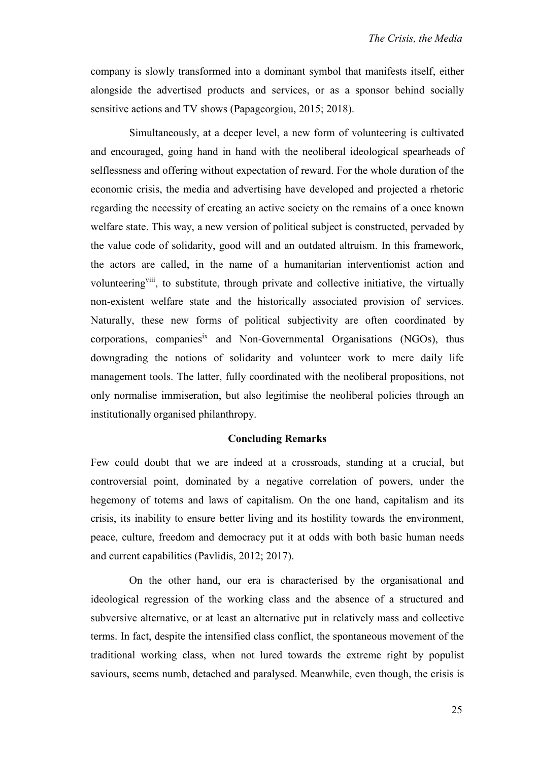company is slowly transformed into a dominant symbol that manifests itself, either alongside the advertised products and services, or as a sponsor behind socially sensitive actions and TV shows (Papageorgiou, 2015; 2018).

Simultaneously, at a deeper level, a new form of volunteering is cultivated and encouraged, going hand in hand with the neoliberal ideological spearheads of selflessness and offering without expectation of reward. For the whole duration of the economic crisis, the media and advertising have developed and projected a rhetoric regarding the necessity of creating an active society on the remains of a once known welfare state. This way, a new version of political subject is constructed, pervaded by the value code of solidarity, good will and an outdated altruism. In this framework, the actors are called, in the name of a humanitarian interventionist action and volunteering[viii], to substitute, through private and collective initiative, the virtually non-existent welfare state and the historically associated provision of services. Naturally, these new forms of political subjectivity are often coordinated by corporations, companies[ix] and Non-Governmental Organisations (NGOs), thus downgrading the notions of solidarity and volunteer work to mere daily life management tools. The latter, fully coordinated with the neoliberal propositions, not only normalise immiseration, but also legitimise the neoliberal policies through an institutionally organised philanthropy.

## Concluding Remarks

Few could doubt that we are indeed at a crossroads, standing at a crucial, but controversial point, dominated by a negative correlation of powers, under the hegemony of totems and laws of capitalism. On the one hand, capitalism and its crisis, its inability to ensure better living and its hostility towards the environment, peace, culture, freedom and democracy put it at odds with both basic human needs and current capabilities (Pavlidis, 2012; 2017).

On the other hand, our era is characterised by the organisational and ideological regression of the working class and the absence of a structured and subversive alternative, or at least an alternative put in relatively mass and collective terms. In fact, despite the intensified class conflict, the spontaneous movement of the traditional working class, when not lured towards the extreme right by populist saviours, seems numb, detached and paralysed. Meanwhile, even though, the crisis is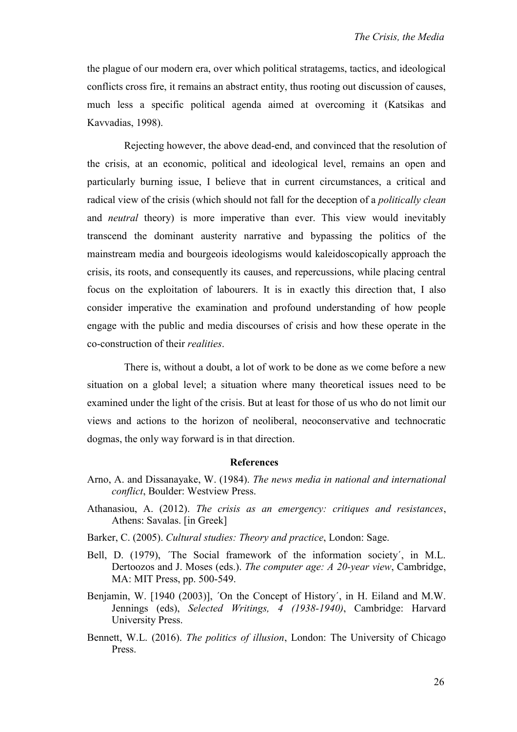the plague of our modern era, over which political stratagems, tactics, and ideological conflicts cross fire, it remains an abstract entity, thus rooting out discussion of causes, much less a specific political agenda aimed at overcoming it (Katsikas and Kavvadias, 1998).

Rejecting however, the above dead-end, and convinced that the resolution of the crisis, at an economic, political and ideological level, remains an open and particularly burning issue, I believe that in current circumstances, a critical and radical view of the crisis (which should not fall for the deception of a *politically clean* and *neutral* theory) is more imperative than ever. This view would inevitably transcend the dominant austerity narrative and bypassing the politics of the mainstream media and bourgeois ideologisms would kaleidoscopically approach the crisis, its roots, and consequently its causes, and repercussions, while placing central focus on the exploitation of labourers. It is in exactly this direction that, I also consider imperative the examination and profound understanding of how people engage with the public and media discourses of crisis and how these operate in the co-construction of their *realities*.

There is, without a doubt, a lot of work to be done as we come before a new situation on a global level; a situation where many theoretical issues need to be examined under the light of the crisis. But at least for those of us who do not limit our views and actions to the horizon of neoliberal, neoconservative and technocratic dogmas, the only way forward is in that direction.

## References

Arno, A. and Dissanayake, W. (1984). *The news media in national and international conflict*, Boulder: Westview Press.

Athanasiou, A. (2012). *The crisis as an emergency: critiques and resistances*, Athens: Savalas. [in Greek]

Barker, C. (2005). *Cultural studies: Theory and practice*, London: Sage.

Bell, D. (1979), ´The Social framework of the information society´, in M.L. Dertoozos and J. Moses (eds.). *The computer age: A 20-year view*, Cambridge, MA: MIT Press, pp. 500-549.

Benjamin, W. [1940 (2003)], ´On the Concept of History´, in H. Eiland and M.W. Jennings (eds), *Selected Writings, 4 (1938-1940)*, Cambridge: Harvard University Press.

Bennett, W.L. (2016). *The politics of illusion*, London: The University of Chicago Press.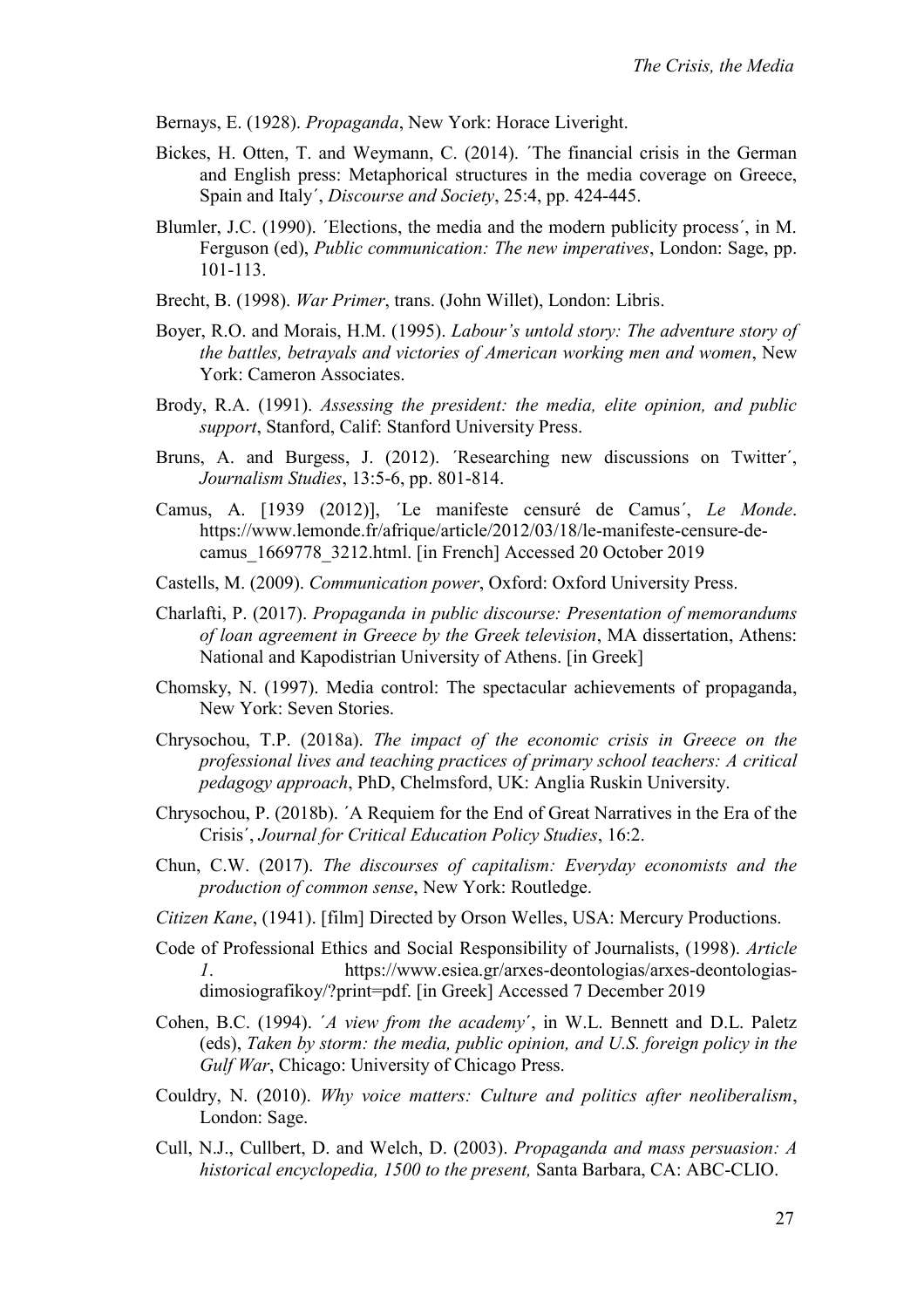Bernays, E. (1928). *Propaganda*, New York: Horace Liveright.

Bickes, H. Otten, T. and Weymann, C. (2014). ´The financial crisis in the German and English press: Metaphorical structures in the media coverage on Greece, Spain and Italy´, *Discourse and Society*, 25:4, pp. 424-445.

Blumler, J.C. (1990). ´Elections, the media and the modern publicity process´, in M. Ferguson (ed), *Public communication: The new imperatives*, London: Sage, pp. 101-113.

Brecht, B. (1998). *War Primer*, trans. (John Willet), London: Libris.

Boyer, R.O. and Morais, H.M. (1995). *Labour's untold story: The adventure story of the battles, betrayals and victories of American working men and women*, New York: Cameron Associates.

Brody, R.A. (1991). *Assessing the president: the media, elite opinion, and public support*, Stanford, Calif: Stanford University Press.

Bruns, A. and Burgess, J. (2012). ´Researching new discussions on Twitter´, *Journalism Studies*, 13:5-6, pp. 801-814.

Camus, A. [1939 (2012)], ´Le manifeste censuré de Camus´, *Le Monde*. https://www.lemonde.fr/afrique/article/2012/03/18/le-manifeste-censure-de-camus_1669778_3212.html. [in French] Accessed 20 October 2019

Castells, M. (2009). *Communication power*, Oxford: Oxford University Press.

Charlafti, P. (2017). *Propaganda in public discourse: Presentation of memorandums of loan agreement in Greece by the Greek television*, MA dissertation, Athens: National and Kapodistrian University of Athens. [in Greek]

Chomsky, N. (1997). Media control: The spectacular achievements of propaganda, New York: Seven Stories.

Chrysochou, T.P. (2018a). *The impact of the economic crisis in Greece on the professional lives and teaching practices of primary school teachers: A critical pedagogy approach*, PhD, Chelmsford, UK: Anglia Ruskin University.

Chrysochou, P. (2018b). ´A Requiem for the End of Great Narratives in the Era of the Crisis´, *Journal for Critical Education Policy Studies*, 16:2.

Chun, C.W. (2017). *The discourses of capitalism: Everyday economists and the production of common sense*, New York: Routledge.

*Citizen Kane*, (1941). [film] Directed by Orson Welles, USA: Mercury Productions.

Code of Professional Ethics and Social Responsibility of Journalists, (1998). *Article 1*. https://www.esiea.gr/arxes-deontologias/arxes-deontologias-dimosiografikoy/?print=pdf. [in Greek] Accessed 7 December 2019

Cohen, B.C. (1994). *´A view from the academy´*, in W.L. Bennett and D.L. Paletz (eds), *Taken by storm: the media, public opinion, and U.S. foreign policy in the Gulf War*, Chicago: University of Chicago Press.

Couldry, N. (2010). *Why voice matters: Culture and politics after neoliberalism*, London: Sage.

Cull, N.J., Cullbert, D. and Welch, D. (2003). *Propaganda and mass persuasion: A historical encyclopedia, 1500 to the present,* Santa Barbara, CA: ABC-CLIO.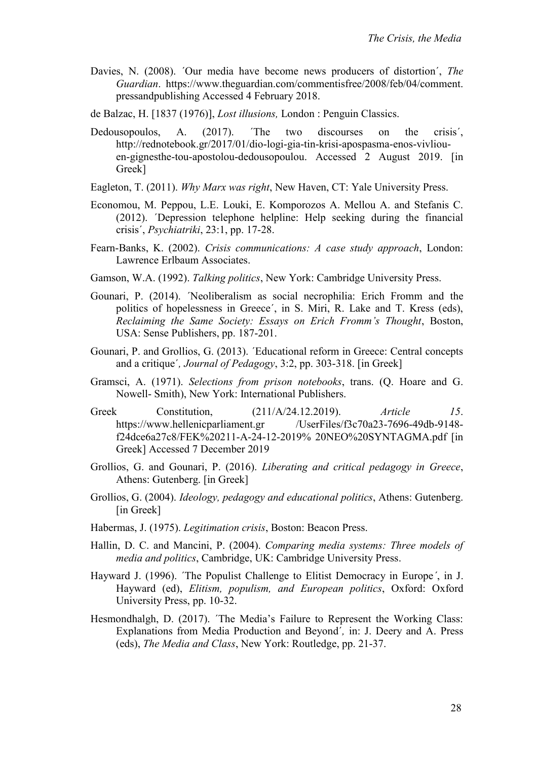Davies, N. (2008). ´Our media have become news producers of distortion´, *The Guardian*. https://www.theguardian.com/commentisfree/2008/feb/04/comment.pressandpublishing Accessed 4 February 2018.

de Balzac, H. [1837 (1976)], *Lost illusions,* London : Penguin Classics.

Dedousopoulos, A. (2017). ´The two discourses on the crisis´, http://rednotebook.gr/2017/01/dio-logi-gia-tin-krisi-apospasma-enos-vivliou-en-gignesthe-tou-apostolou-dedousopoulou. Accessed 2 August 2019. [in Greek]

Eagleton, T. (2011). *Why Marx was right*, New Haven, CT: Yale University Press.

Economou, M. Peppou, L.E. Louki, E. Komporozos A. Mellou A. and Stefanis C. (2012). ´Depression telephone helpline: Help seeking during the financial crisis´, *Psychiatriki*, 23:1, pp. 17-28.

Fearn-Banks, K. (2002). *Crisis communications: A case study approach*, London: Lawrence Erlbaum Associates.

Gamson, W.A. (1992). *Talking politics*, New York: Cambridge University Press.

Gounari, P. (2014). ´Neoliberalism as social necrophilia: Erich Fromm and the politics of hopelessness in Greece´, in S. Miri, R. Lake and T. Kress (eds), *Reclaiming the Same Society: Essays on Erich Fromm's Thought*, Boston, USA: Sense Publishers, pp. 187-201.

Gounari, P. and Grollios, G. (2013). ´Educational reform in Greece: Central concepts and a critique´, *Journal of Pedagogy*, 3:2, pp. 303-318. [in Greek]

Gramsci, A. (1971). *Selections from prison notebooks*, trans. (Q. Hoare and G. Nowell- Smith), New York: International Publishers.

Greek Constitution, (211/A/24.12.2019). *Article 15*. https://www.hellenicparliament.gr /UserFiles/f3c70a23-7696-49db-9148-f24dce6a27c8/FEK%20211-A-24-12-2019% 20NEO%20SYNTAGMA.pdf [in Greek] Accessed 7 December 2019

Grollios, G. and Gounari, P. (2016). *Liberating and critical pedagogy in Greece*, Athens: Gutenberg. [in Greek]

Grollios, G. (2004). *Ideology, pedagogy and educational politics*, Athens: Gutenberg. [in Greek]

Habermas, J. (1975). *Legitimation crisis*, Boston: Beacon Press.

Hallin, D. C. and Mancini, P. (2004). *Comparing media systems: Three models of media and politics*, Cambridge, UK: Cambridge University Press.

Hayward J. (1996). ´The Populist Challenge to Elitist Democracy in Europe´, in J. Hayward (ed), *Elitism, populism, and European politics*, Oxford: Oxford University Press, pp. 10-32.

Hesmondhalgh, D. (2017). ´The Media's Failure to Represent the Working Class: Explanations from Media Production and Beyond´, in: J. Deery and A. Press (eds), *The Media and Class*, New York: Routledge, pp. 21-37.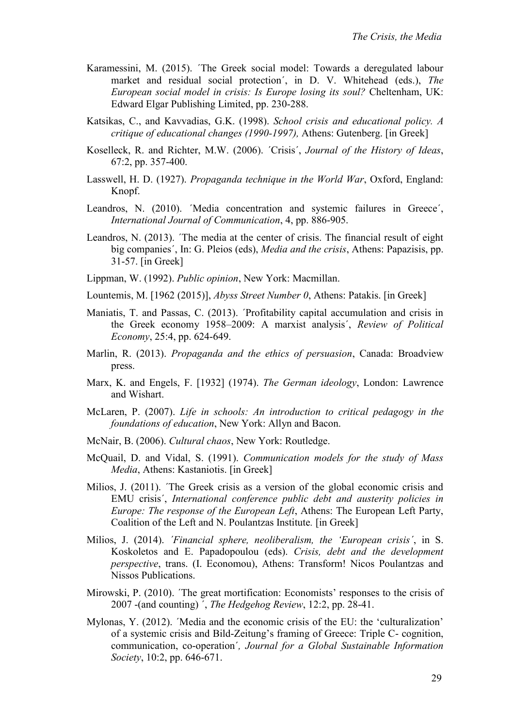Karamessini, M. (2015). ΄The Greek social model: Towards a deregulated labour market and residual social protection΄, in D. V. Whitehead (eds.), *The European social model in crisis: Is Europe losing its soul?* Cheltenham, UK: Edward Elgar Publishing Limited, pp. 230-288.

Katsikas, C., and Kavvadias, G.K. (1998). *School crisis and educational policy. A critique of educational changes (1990-1997),* Athens: Gutenberg. [in Greek]

Koselleck, R. and Richter, M.W. (2006). ΄Crisis΄, *Journal of the History of Ideas*, 67:2, pp. 357-400.

Lasswell, H. D. (1927). *Propaganda technique in the World War*, Oxford, England: Knopf.

Leandros, N. (2010). ΄Media concentration and systemic failures in Greece΄, *International Journal of Communication*, 4, pp. 886-905.

Leandros, N. (2013). ΄The media at the center of crisis. The financial result of eight big companies΄, In: G. Pleios (eds), *Media and the crisis*, Athens: Papazisis, pp. 31-57. [in Greek]

Lippman, W. (1992). *Public opinion*, New York: Macmillan.

Lountemis, M. [1962 (2015)], *Abyss Street Number 0*, Athens: Patakis. [in Greek]

Maniatis, T. and Passas, C. (2013). ΄Profitability capital accumulation and crisis in the Greek economy 1958–2009: A marxist analysis΄, *Review of Political Economy*, 25:4, pp. 624-649.

Marlin, R. (2013). *Propaganda and the ethics of persuasion*, Canada: Broadview press.

Marx, K. and Engels, F. [1932] (1974). *The German ideology*, London: Lawrence and Wishart.

McLaren, P. (2007). *Life in schools: An introduction to critical pedagogy in the foundations of education*, New York: Allyn and Bacon.

McNair, B. (2006). *Cultural chaos*, New York: Routledge.

McQuail, D. and Vidal, S. (1991). *Communication models for the study of Mass Media*, Athens: Kastaniotis. [in Greek]

Milios, J. (2011). ΄The Greek crisis as a version of the global economic crisis and EMU crisis΄, *International conference public debt and austerity policies in Europe: The response of the European Left*, Athens: The European Left Party, Coalition of the Left and N. Poulantzas Institute. [in Greek]

Milios, J. (2014). *΄Financial sphere, neoliberalism, the 'European crisis΄*, in S. Koskoletos and E. Papadopoulou (eds). *Crisis, debt and the development perspective*, trans. (I. Economou), Athens: Transform! Nicos Poulantzas and Nissos Publications.

Mirowski, P. (2010). ΄The great mortification: Economists' responses to the crisis of 2007 -(and counting) ΄, *The Hedgehog Review*, 12:2, pp. 28-41.

Mylonas, Y. (2012). ΄Media and the economic crisis of the EU: the 'culturalization' of a systemic crisis and Bild-Zeitung's framing of Greece: Triple C- cognition, communication, co-operation΄*, Journal for a Global Sustainable Information Society*, 10:2, pp. 646-671.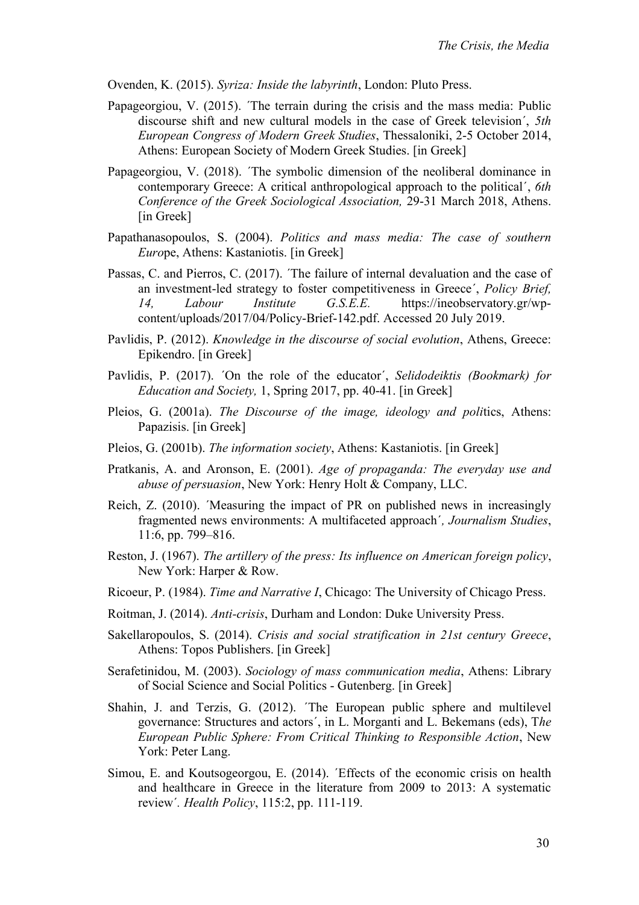Ovenden, K. (2015). *Syriza: Inside the labyrinth*, London: Pluto Press.

Papageorgiou, V. (2015). ´The terrain during the crisis and the mass media: Public discourse shift and new cultural models in the case of Greek television´, *5th European Congress of Modern Greek Studies*, Thessaloniki, 2-5 October 2014, Athens: European Society of Modern Greek Studies. [in Greek]

Papageorgiou, V. (2018). ´The symbolic dimension of the neoliberal dominance in contemporary Greece: A critical anthropological approach to the political´, *6th Conference of the Greek Sociological Association,* 29-31 March 2018, Athens. [in Greek]

Papathanasopoulos, S. (2004). *Politics and mass media: The case of southern Euro*pe, Athens: Kastaniotis. [in Greek]

Passas, C. and Pierros, C. (2017). ´The failure of internal devaluation and the case of an investment-led strategy to foster competitiveness in Greece´, *Policy Brief, 14, Labour Institute G.S.E.E.* https://ineobservatory.gr/wp-content/uploads/2017/04/Policy-Brief-142.pdf. Accessed 20 July 2019.

Pavlidis, P. (2012). *Knowledge in the discourse of social evolution*, Athens, Greece: Epikendro. [in Greek]

Pavlidis, P. (2017). ´On the role of the educator´, *Selidodeiktis (Bookmark) for Education and Society,* 1, Spring 2017, pp. 40-41. [in Greek]

Pleios, G. (2001a). *The Discourse of the image, ideology and poli*tics, Athens: Papazisis. [in Greek]

Pleios, G. (2001b). *The information society*, Athens: Kastaniotis. [in Greek]

Pratkanis, A. and Aronson, E. (2001). *Age of propaganda: The everyday use and abuse of persuasion*, New York: Henry Holt & Company, LLC.

Reich, Z. (2010). ´Measuring the impact of PR on published news in increasingly fragmented news environments: A multifaceted approach´*, Journalism Studies*, 11:6, pp. 799–816.

Reston, J. (1967). *The artillery of the press: Its influence on American foreign policy*, New York: Harper & Row.

Ricoeur, P. (1984). *Time and Narrative I*, Chicago: The University of Chicago Press.

Roitman, J. (2014). *Anti-crisis*, Durham and London: Duke University Press.

Sakellaropoulos, S. (2014). *Crisis and social stratification in 21st century Greece*, Athens: Topos Publishers. [in Greek]

Serafetinidou, M. (2003). *Sociology of mass communication media*, Athens: Library of Social Science and Social Politics - Gutenberg. [in Greek]

Shahin, J. and Terzis, G. (2012). ´The European public sphere and multilevel governance: Structures and actors´, in L. Morganti and L. Bekemans (eds), T*he European Public Sphere: From Critical Thinking to Responsible Action*, New York: Peter Lang.

Simou, E. and Koutsogeorgou, E. (2014). ´Effects of the economic crisis on health and healthcare in Greece in the literature from 2009 to 2013: A systematic review´. *Health Policy*, 115:2, pp. 111-119.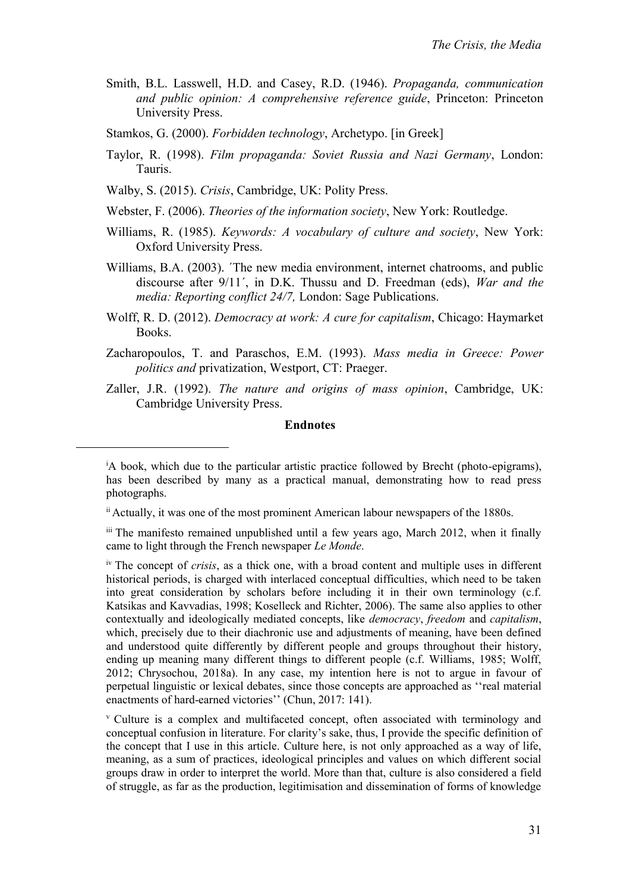Smith, B.L. Lasswell, H.D. and Casey, R.D. (1946). *Propaganda, communication and public opinion: A comprehensive reference guide*, Princeton: Princeton University Press.

Stamkos, G. (2000). *Forbidden technology*, Archetypo. [in Greek]

Taylor, R. (1998). *Film propaganda: Soviet Russia and Nazi Germany*, London: Tauris.

Walby, S. (2015). *Crisis*, Cambridge, UK: Polity Press.

Webster, F. (2006). *Theories of the information society*, New York: Routledge.

Williams, R. (1985). *Keywords: A vocabulary of culture and society*, New York: Oxford University Press.

Williams, B.A. (2003). ´The new media environment, internet chatrooms, and public discourse after 9/11´, in D.K. Thussu and D. Freedman (eds), *War and the media: Reporting conflict 24/7,* London: Sage Publications.

Wolff, R. D. (2012). *Democracy at work: A cure for capitalism*, Chicago: Haymarket Books.

Zacharopoulos, T. and Paraschos, E.M. (1993). *Mass media in Greece: Power politics and* privatization, Westport, CT: Praeger.

Zaller, J.R. (1992). *The nature and origins of mass opinion*, Cambridge, UK: Cambridge University Press.

**Endnotes**

[i] A book, which due to the particular artistic practice followed by Brecht (photo-epigrams), has been described by many as a practical manual, demonstrating how to read press photographs.

[ii] Actually, it was one of the most prominent American labour newspapers of the 1880s.

[iii] The manifesto remained unpublished until a few years ago, March 2012, when it finally came to light through the French newspaper *Le Monde*.

[iv] The concept of *crisis*, as a thick one, with a broad content and multiple uses in different historical periods, is charged with interlaced conceptual difficulties, which need to be taken into great consideration by scholars before including it in their own terminology (c.f. Katsikas and Kavvadias, 1998; Koselleck and Richter, 2006). The same also applies to other contextually and ideologically mediated concepts, like *democracy*, *freedom* and *capitalism*, which, precisely due to their diachronic use and adjustments of meaning, have been defined and understood quite differently by different people and groups throughout their history, ending up meaning many different things to different people (c.f. Williams, 1985; Wolff, 2012; Chrysochou, 2018a). In any case, my intention here is not to argue in favour of perpetual linguistic or lexical debates, since those concepts are approached as ''real material enactments of hard-earned victories'' (Chun, 2017: 141).

[v] Culture is a complex and multifaceted concept, often associated with terminology and conceptual confusion in literature. For clarity's sake, thus, I provide the specific definition of the concept that I use in this article. Culture here, is not only approached as a way of life, meaning, as a sum of practices, ideological principles and values on which different social groups draw in order to interpret the world. More than that, culture is also considered a field of struggle, as far as the production, legitimisation and dissemination of forms of knowledge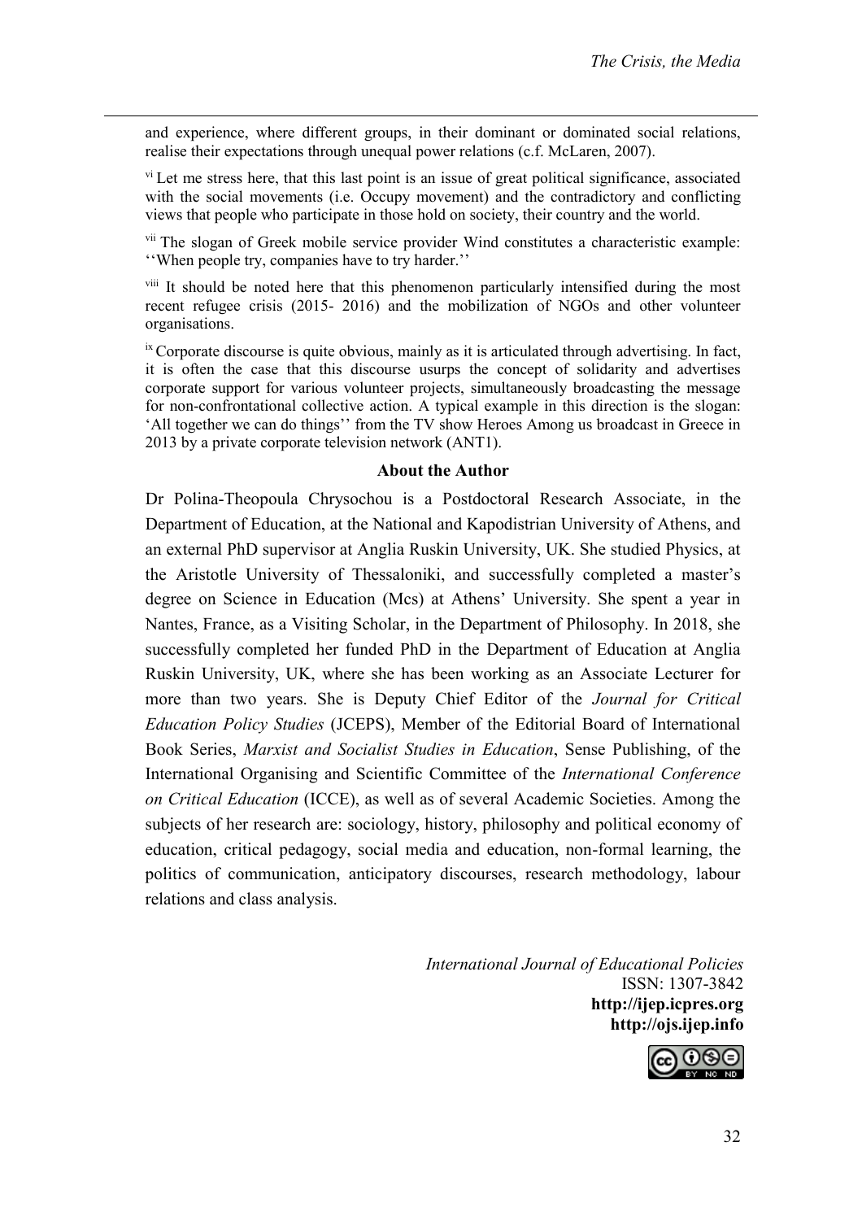and experience, where different groups, in their dominant or dominated social relations, realise their expectations through unequal power relations (c.f. McLaren, 2007).

[vi] Let me stress here, that this last point is an issue of great political significance, associated with the social movements (i.e. Occupy movement) and the contradictory and conflicting views that people who participate in those hold on society, their country and the world.

[vii] The slogan of Greek mobile service provider Wind constitutes a characteristic example: ''When people try, companies have to try harder.''

[viii] It should be noted here that this phenomenon particularly intensified during the most recent refugee crisis (2015- 2016) and the mobilization of NGOs and other volunteer organisations.

[ix] Corporate discourse is quite obvious, mainly as it is articulated through advertising. In fact, it is often the case that this discourse usurps the concept of solidarity and advertises corporate support for various volunteer projects, simultaneously broadcasting the message for non-confrontational collective action. A typical example in this direction is the slogan: 'All together we can do things'' from the TV show Heroes Among us broadcast in Greece in 2013 by a private corporate television network (ANT1).

## About the Author

Dr Polina-Theopoula Chrysochou is a Postdoctoral Research Associate, in the Department of Education, at the National and Kapodistrian University of Athens, and an external PhD supervisor at Anglia Ruskin University, UK. She studied Physics, at the Aristotle University of Thessaloniki, and successfully completed a master's degree on Science in Education (Mcs) at Athens' University. She spent a year in Nantes, France, as a Visiting Scholar, in the Department of Philosophy. In 2018, she successfully completed her funded PhD in the Department of Education at Anglia Ruskin University, UK, where she has been working as an Associate Lecturer for more than two years. She is Deputy Chief Editor of the *Journal for Critical Education Policy Studies* (JCEPS), Member of the Editorial Board of International Book Series, *Marxist and Socialist Studies in Education*, Sense Publishing, of the International Organising and Scientific Committee of the *International Conference on Critical Education* (ICCE), as well as of several Academic Societies. Among the subjects of her research are: sociology, history, philosophy and political economy of education, critical pedagogy, social media and education, non-formal learning, the politics of communication, anticipatory discourses, research methodology, labour relations and class analysis.

*International Journal of Educational Policies*
ISSN: 1307-3842
**http://ijep.icpres.org**
**http://ojs.ijep.info**